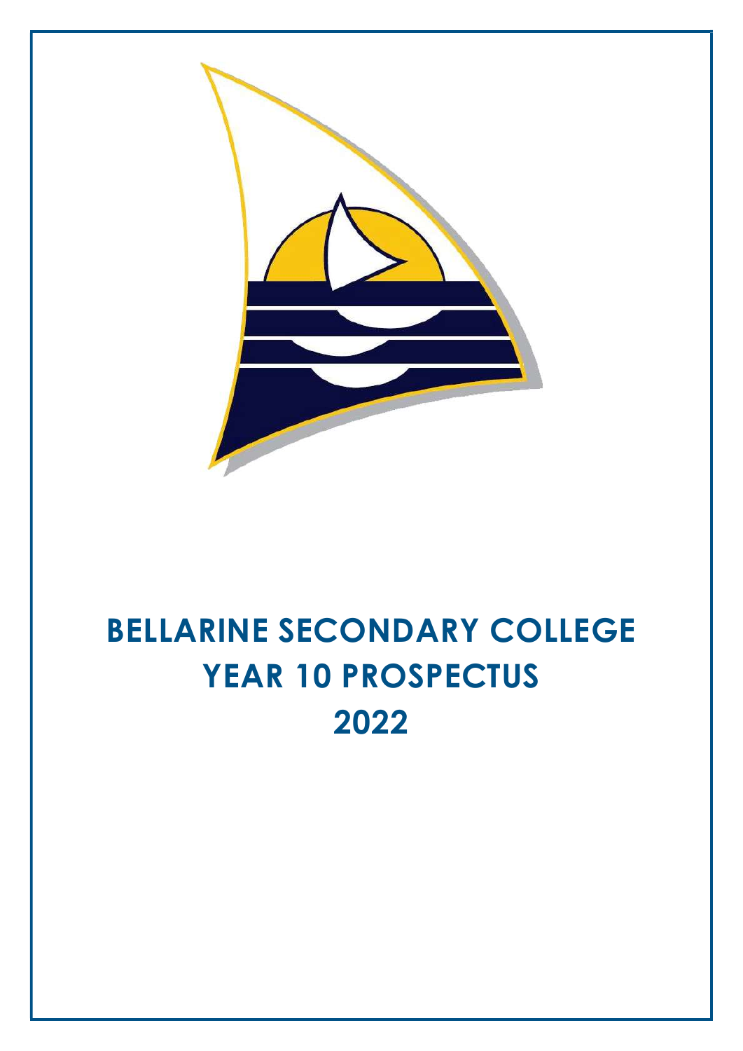# BELLARINE SECONDARY COLLEGE
# YEAR 10 PROSPECTUS
# 2022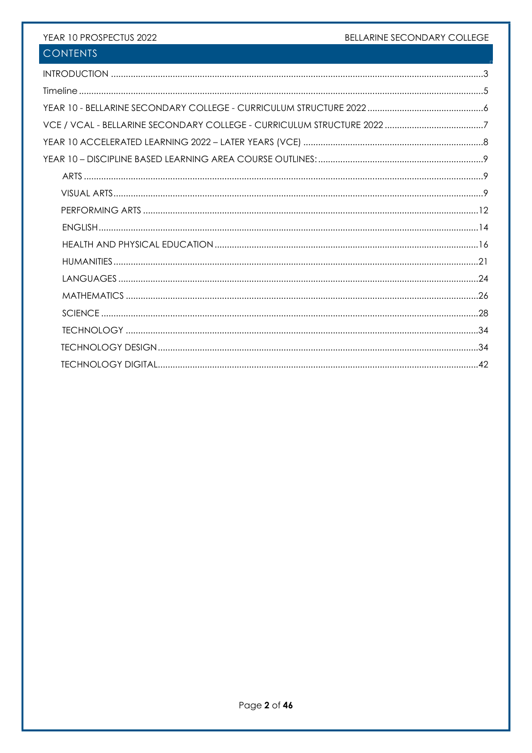## CONTENTS

- INTRODUCTION .....3
- Timeline .....5
- YEAR 10 - BELLARINE SECONDARY COLLEGE - CURRICULUM STRUCTURE 2022 .....6
- VCE / VCAL - BELLARINE SECONDARY COLLEGE - CURRICULUM STRUCTURE 2022 .....7
- YEAR 10 ACCELERATED LEARNING 2022 – LATER YEARS (VCE) .....8
- YEAR 10 – DISCIPLINE BASED LEARNING AREA COURSE OUTLINES: .....9
  - ARTS .....9
  - VISUAL ARTS .....9
  - PERFORMING ARTS .....12
  - ENGLISH .....14
  - HEALTH AND PHYSICAL EDUCATION .....16
  - HUMANITIES .....21
  - LANGUAGES .....24
  - MATHEMATICS .....26
  - SCIENCE .....28
  - TECHNOLOGY .....34
  - TECHNOLOGY DESIGN .....34
  - TECHNOLOGY DIGITAL .....42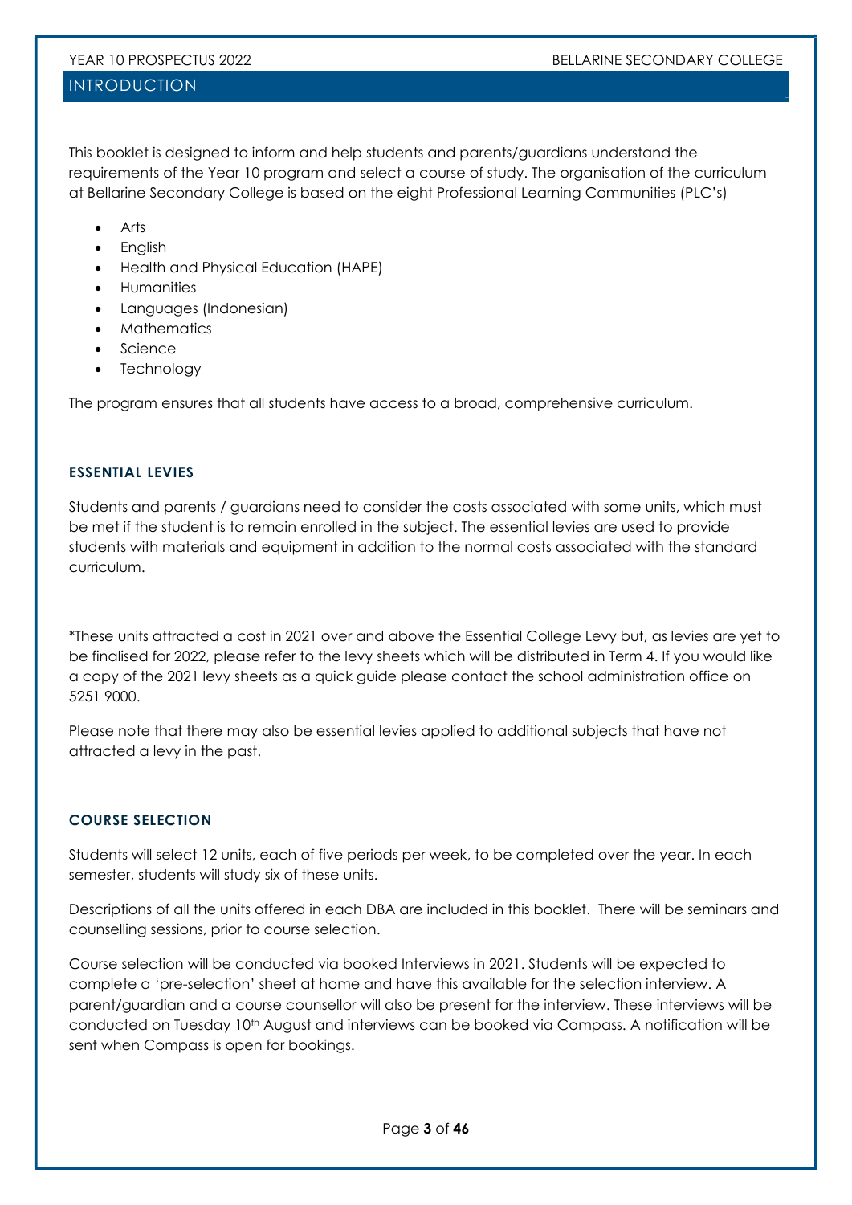# INTRODUCTION

This booklet is designed to inform and help students and parents/guardians understand the requirements of the Year 10 program and select a course of study. The organisation of the curriculum at Bellarine Secondary College is based on the eight Professional Learning Communities (PLC's)

- Arts
- English
- Health and Physical Education (HAPE)
- Humanities
- Languages (Indonesian)
- Mathematics
- Science
- Technology

The program ensures that all students have access to a broad, comprehensive curriculum.

## ESSENTIAL LEVIES

Students and parents / guardians need to consider the costs associated with some units, which must be met if the student is to remain enrolled in the subject. The essential levies are used to provide students with materials and equipment in addition to the normal costs associated with the standard curriculum.

*These units attracted a cost in 2021 over and above the Essential College Levy but, as levies are yet to be finalised for 2022, please refer to the levy sheets which will be distributed in Term 4. If you would like a copy of the 2021 levy sheets as a quick guide please contact the school administration office on 5251 9000.

Please note that there may also be essential levies applied to additional subjects that have not attracted a levy in the past.

## COURSE SELECTION

Students will select 12 units, each of five periods per week, to be completed over the year. In each semester, students will study six of these units.

Descriptions of all the units offered in each DBA are included in this booklet. There will be seminars and counselling sessions, prior to course selection.

Course selection will be conducted via booked Interviews in 2021. Students will be expected to complete a 'pre-selection' sheet at home and have this available for the selection interview. A parent/guardian and a course counsellor will also be present for the interview. These interviews will be conducted on Tuesday 10th August and interviews can be booked via Compass. A notification will be sent when Compass is open for bookings.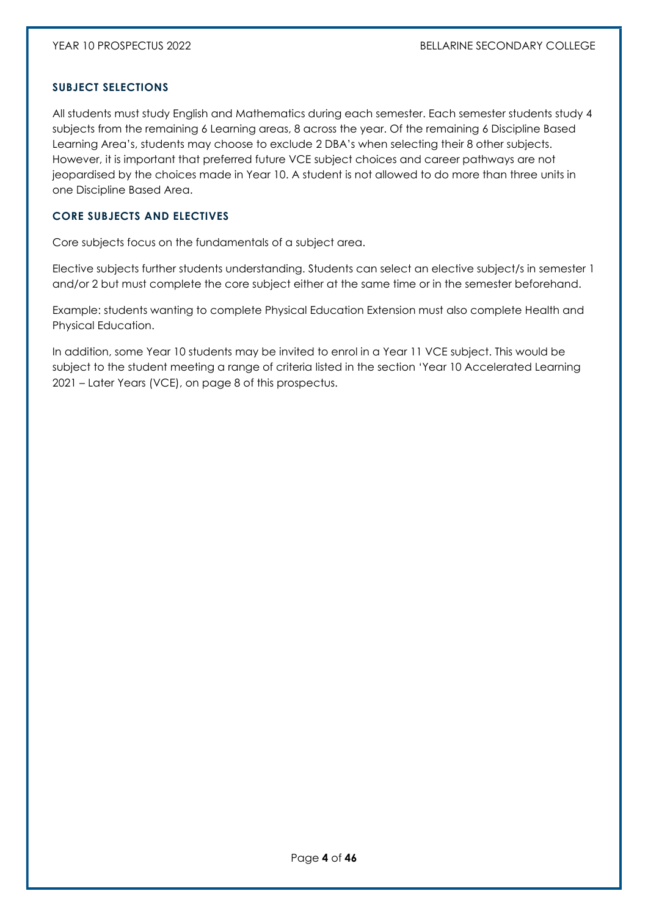## SUBJECT SELECTIONS

All students must study English and Mathematics during each semester. Each semester students study 4 subjects from the remaining 6 Learning areas, 8 across the year. Of the remaining 6 Discipline Based Learning Area's, students may choose to exclude 2 DBA's when selecting their 8 other subjects. However, it is important that preferred future VCE subject choices and career pathways are not jeopardised by the choices made in Year 10. A student is not allowed to do more than three units in one Discipline Based Area.

## CORE SUBJECTS AND ELECTIVES

Core subjects focus on the fundamentals of a subject area.

Elective subjects further students understanding. Students can select an elective subject/s in semester 1 and/or 2 but must complete the core subject either at the same time or in the semester beforehand.

Example: students wanting to complete Physical Education Extension must also complete Health and Physical Education.

In addition, some Year 10 students may be invited to enrol in a Year 11 VCE subject. This would be subject to the student meeting a range of criteria listed in the section 'Year 10 Accelerated Learning 2021 – Later Years (VCE), on page 8 of this prospectus.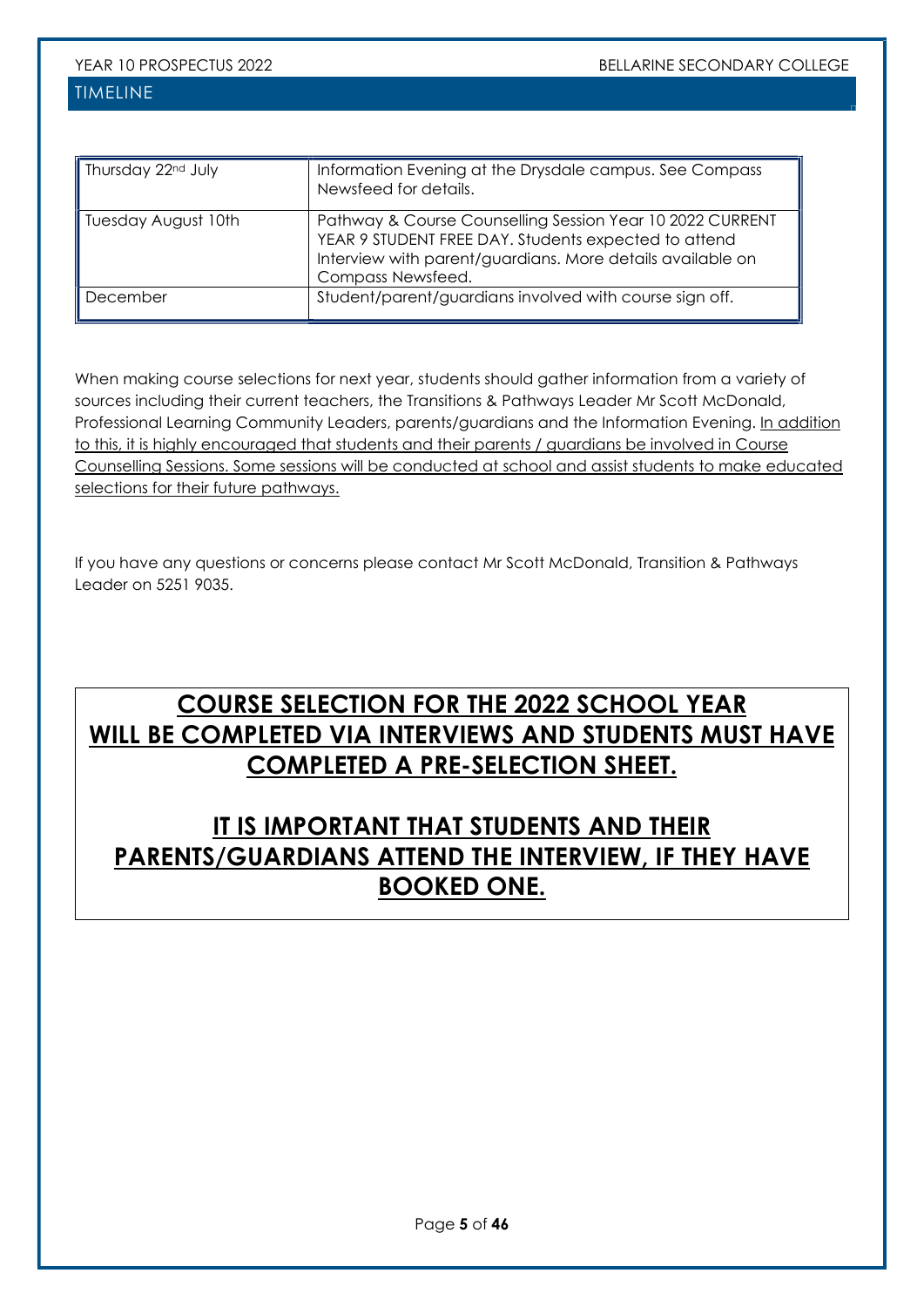## TIMELINE

| | |
|---|---|
| Thursday 22nd July | Information Evening at the Drysdale campus. See Compass Newsfeed for details. |
| Tuesday August 10th | Pathway & Course Counselling Session Year 10 2022 CURRENT YEAR 9 STUDENT FREE DAY. Students expected to attend Interview with parent/guardians. More details available on Compass Newsfeed. |
| December | Student/parent/guardians involved with course sign off. |

When making course selections for next year, students should gather information from a variety of sources including their current teachers, the Transitions & Pathways Leader Mr Scott McDonald, Professional Learning Community Leaders, parents/guardians and the Information Evening. In addition to this, it is highly encouraged that students and their parents / guardians be involved in Course Counselling Sessions. Some sessions will be conducted at school and assist students to make educated selections for their future pathways.

If you have any questions or concerns please contact Mr Scott McDonald, Transition & Pathways Leader on 5251 9035.

**COURSE SELECTION FOR THE 2022 SCHOOL YEAR WILL BE COMPLETED VIA INTERVIEWS AND STUDENTS MUST HAVE COMPLETED A PRE-SELECTION SHEET.**

**IT IS IMPORTANT THAT STUDENTS AND THEIR PARENTS/GUARDIANS ATTEND THE INTERVIEW, IF THEY HAVE BOOKED ONE.**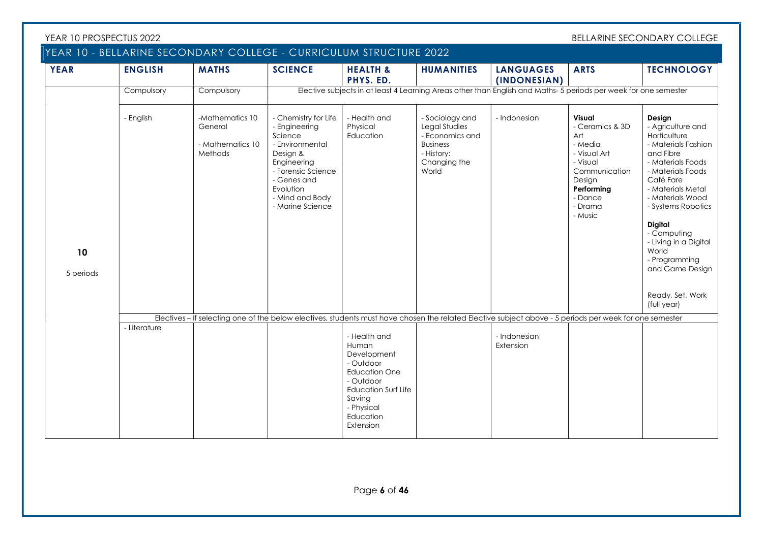## YEAR 10 - BELLARINE SECONDARY COLLEGE - CURRICULUM STRUCTURE 2022

| YEAR | ENGLISH | MATHS | SCIENCE | HEALTH & PHYS. ED. | HUMANITIES | LANGUAGES (INDONESIAN) | ARTS | TECHNOLOGY |
|---|---|---|---|---|---|---|---|---|
| | Compulsory | Compulsory | Elective subjects in at least 4 Learning Areas other than English and Maths- 5 periods per week for one semester | | | | | |
| **10**<br><br>5 periods | - English | -Mathematics 10 General<br><br>- Mathematics 10 Methods | - Chemistry for Life<br>- Engineering Science<br>- Environmental Design & Engineering<br>- Forensic Science<br>- Genes and Evolution<br>- Mind and Body<br>- Marine Science | - Health and Physical Education | - Sociology and Legal Studies<br>- Economics and Business<br>- History: Changing the World | - Indonesian | **Visual**<br>- Ceramics & 3D Art<br>- Media<br>- Visual Art<br>- Visual Communication Design<br>**Performing**<br>- Dance<br>- Drama<br>- Music | **Design**<br>- Agriculture and Horticulture<br>- Materials Fashion and Fibre<br>- Materials Foods<br>- Materials Foods Café Fare<br>- Materials Metal<br>- Materials Wood<br>- Systems Robotics<br><br>**Digital**<br>- Computing<br>- Living in a Digital World<br>- Programming and Game Design<br><br>Ready, Set, Work (full year) |
| | Electives – If selecting one of the below electives, students must have chosen the related Elective subject above - 5 periods per week for one semester | | | | | | | |
| | - Literature | | | - Health and Human Development<br>- Outdoor Education One<br>- Outdoor Education Surf Life Saving<br>- Physical Education Extension | | - Indonesian Extension | | |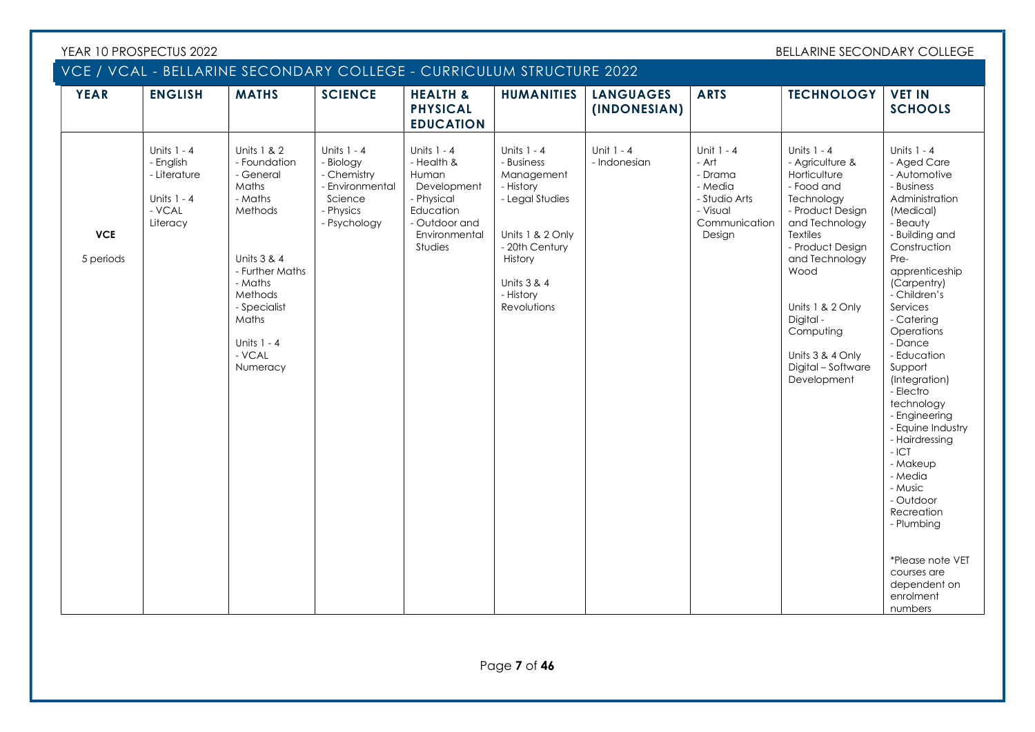## VCE / VCAL - BELLARINE SECONDARY COLLEGE - CURRICULUM STRUCTURE 2022

| YEAR | ENGLISH | MATHS | SCIENCE | HEALTH & PHYSICAL EDUCATION | HUMANITIES | LANGUAGES (INDONESIAN) | ARTS | TECHNOLOGY | VET IN SCHOOLS |
|---|---|---|---|---|---|---|---|---|---|
| **VCE**<br>5 periods | Units 1 - 4<br>- English<br>- Literature<br><br>Units 1 - 4<br>- VCAL Literacy | Units 1 & 2<br>- Foundation Maths<br>- General Maths<br>- Maths Methods<br><br>Units 3 & 4<br>- Further Maths<br>- Maths Methods<br>- Specialist Maths<br><br>Units 1 - 4<br>- VCAL Numeracy | Units 1 - 4<br>- Biology<br>- Chemistry<br>- Environmental Science<br>- Physics<br>- Psychology | Units 1 - 4<br>- Health & Human Development<br>- Physical Education<br>- Outdoor and Environmental Studies | Units 1 - 4<br>- Business Management<br>- History<br>- Legal Studies<br><br>Units 1 & 2 Only<br>- 20th Century History<br><br>Units 3 & 4<br>- History Revolutions | Unit 1 - 4<br>- Indonesian | Unit 1 - 4<br>- Art<br>- Drama<br>- Media<br>- Studio Arts<br>- Visual Communication Design | Units 1 - 4<br>- Agriculture & Horticulture<br>- Food and Technology<br>- Product Design and Technology Textiles<br>- Product Design and Technology Wood<br><br>Units 1 & 2 Only<br>Digital - Computing<br><br>Units 3 & 4 Only<br>Digital – Software Development | Units 1 - 4<br>- Aged Care<br>- Automotive<br>- Business Administration (Medical)<br>- Beauty<br>- Building and Construction Pre-apprenticeship (Carpentry)<br>- Children's Services<br>- Catering Operations<br>- Dance<br>- Education Support (Integration)<br>- Electro technology<br>- Engineering<br>- Equine Industry<br>- Hairdressing<br>- ICT<br>- Makeup<br>- Media<br>- Music<br>- Outdoor Recreation<br>- Plumbing<br><br>*Please note VET courses are dependent on enrolment numbers |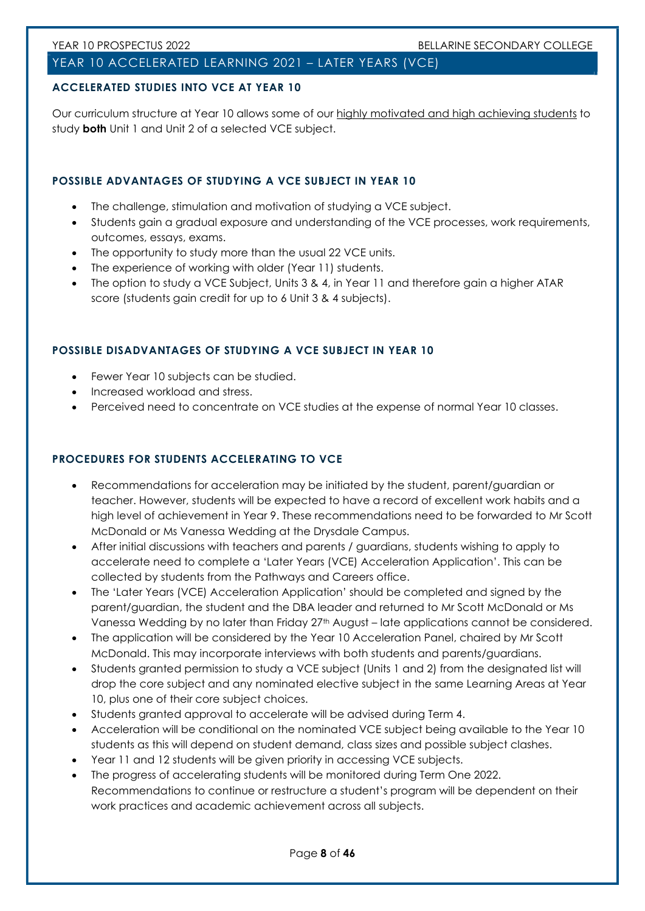# YEAR 10 ACCELERATED LEARNING 2021 – LATER YEARS (VCE)

## ACCELERATED STUDIES INTO VCE AT YEAR 10

Our curriculum structure at Year 10 allows some of our highly motivated and high achieving students to study **both** Unit 1 and Unit 2 of a selected VCE subject.

## POSSIBLE ADVANTAGES OF STUDYING A VCE SUBJECT IN YEAR 10

- The challenge, stimulation and motivation of studying a VCE subject.
- Students gain a gradual exposure and understanding of the VCE processes, work requirements, outcomes, essays, exams.
- The opportunity to study more than the usual 22 VCE units.
- The experience of working with older (Year 11) students.
- The option to study a VCE Subject, Units 3 & 4, in Year 11 and therefore gain a higher ATAR score (students gain credit for up to 6 Unit 3 & 4 subjects).

## POSSIBLE DISADVANTAGES OF STUDYING A VCE SUBJECT IN YEAR 10

- Fewer Year 10 subjects can be studied.
- Increased workload and stress.
- Perceived need to concentrate on VCE studies at the expense of normal Year 10 classes.

## PROCEDURES FOR STUDENTS ACCELERATING TO VCE

- Recommendations for acceleration may be initiated by the student, parent/guardian or teacher. However, students will be expected to have a record of excellent work habits and a high level of achievement in Year 9. These recommendations need to be forwarded to Mr Scott McDonald or Ms Vanessa Wedding at the Drysdale Campus.
- After initial discussions with teachers and parents / guardians, students wishing to apply to accelerate need to complete a 'Later Years (VCE) Acceleration Application'. This can be collected by students from the Pathways and Careers office.
- The 'Later Years (VCE) Acceleration Application' should be completed and signed by the parent/guardian, the student and the DBA leader and returned to Mr Scott McDonald or Ms Vanessa Wedding by no later than Friday 27th August – late applications cannot be considered.
- The application will be considered by the Year 10 Acceleration Panel, chaired by Mr Scott McDonald. This may incorporate interviews with both students and parents/guardians.
- Students granted permission to study a VCE subject (Units 1 and 2) from the designated list will drop the core subject and any nominated elective subject in the same Learning Areas at Year 10, plus one of their core subject choices.
- Students granted approval to accelerate will be advised during Term 4.
- Acceleration will be conditional on the nominated VCE subject being available to the Year 10 students as this will depend on student demand, class sizes and possible subject clashes.
- Year 11 and 12 students will be given priority in accessing VCE subjects.
- The progress of accelerating students will be monitored during Term One 2022. Recommendations to continue or restructure a student's program will be dependent on their work practices and academic achievement across all subjects.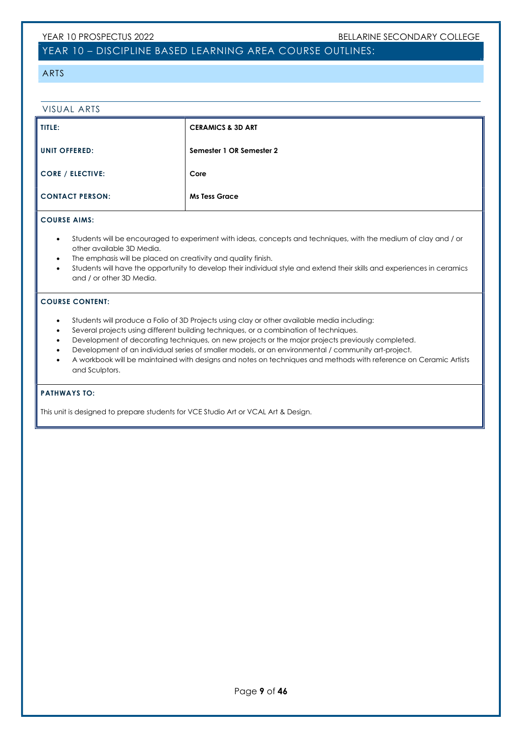## YEAR 10 – DISCIPLINE BASED LEARNING AREA COURSE OUTLINES:

### ARTS

#### VISUAL ARTS

| | |
|---|---|
| **TITLE:** | **CERAMICS & 3D ART** |
| **UNIT OFFERED:** | **Semester 1 OR Semester 2** |
| **CORE / ELECTIVE:** | **Core** |
| **CONTACT PERSON:** | **Ms Tess Grace** |

**COURSE AIMS:**

- Students will be encouraged to experiment with ideas, concepts and techniques, with the medium of clay and / or other available 3D Media.
- The emphasis will be placed on creativity and quality finish.
- Students will have the opportunity to develop their individual style and extend their skills and experiences in ceramics and / or other 3D Media.

**COURSE CONTENT:**

- Students will produce a Folio of 3D Projects using clay or other available media including:
- Several projects using different building techniques, or a combination of techniques.
- Development of decorating techniques, on new projects or the major projects previously completed.
- Development of an individual series of smaller models, or an environmental / community art-project.
- A workbook will be maintained with designs and notes on techniques and methods with reference on Ceramic Artists and Sculptors.

**PATHWAYS TO:**

This unit is designed to prepare students for VCE Studio Art or VCAL Art & Design.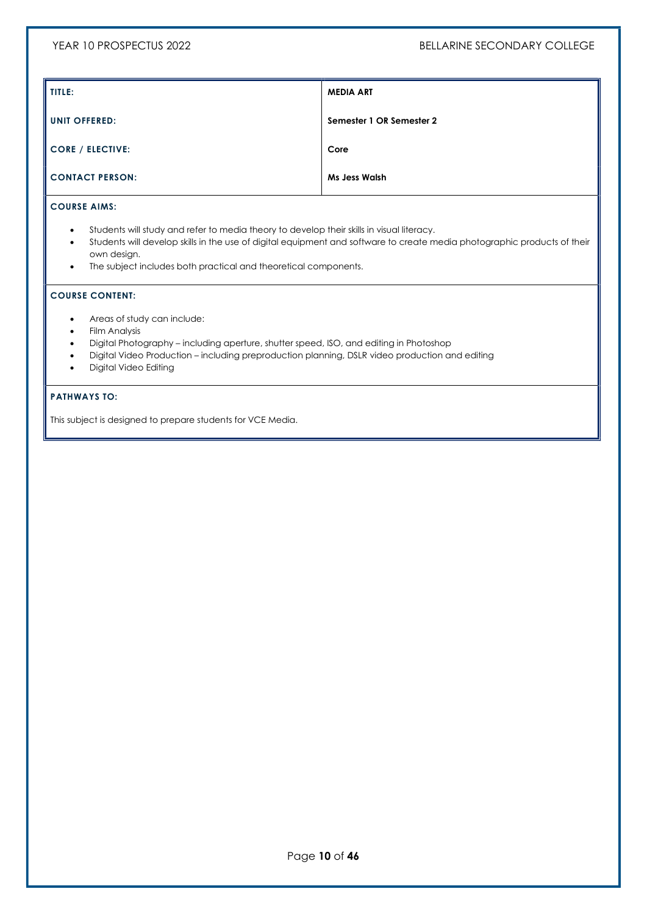| TITLE: | MEDIA ART |
|---|---|
| UNIT OFFERED: | Semester 1 OR Semester 2 |
| CORE / ELECTIVE: | Core |
| CONTACT PERSON: | Ms Jess Walsh |

**COURSE AIMS:**

- Students will study and refer to media theory to develop their skills in visual literacy.
- Students will develop skills in the use of digital equipment and software to create media photographic products of their own design.
- The subject includes both practical and theoretical components.

**COURSE CONTENT:**

- Areas of study can include:
- Film Analysis
- Digital Photography – including aperture, shutter speed, ISO, and editing in Photoshop
- Digital Video Production – including preproduction planning, DSLR video production and editing
- Digital Video Editing

**PATHWAYS TO:**

This subject is designed to prepare students for VCE Media.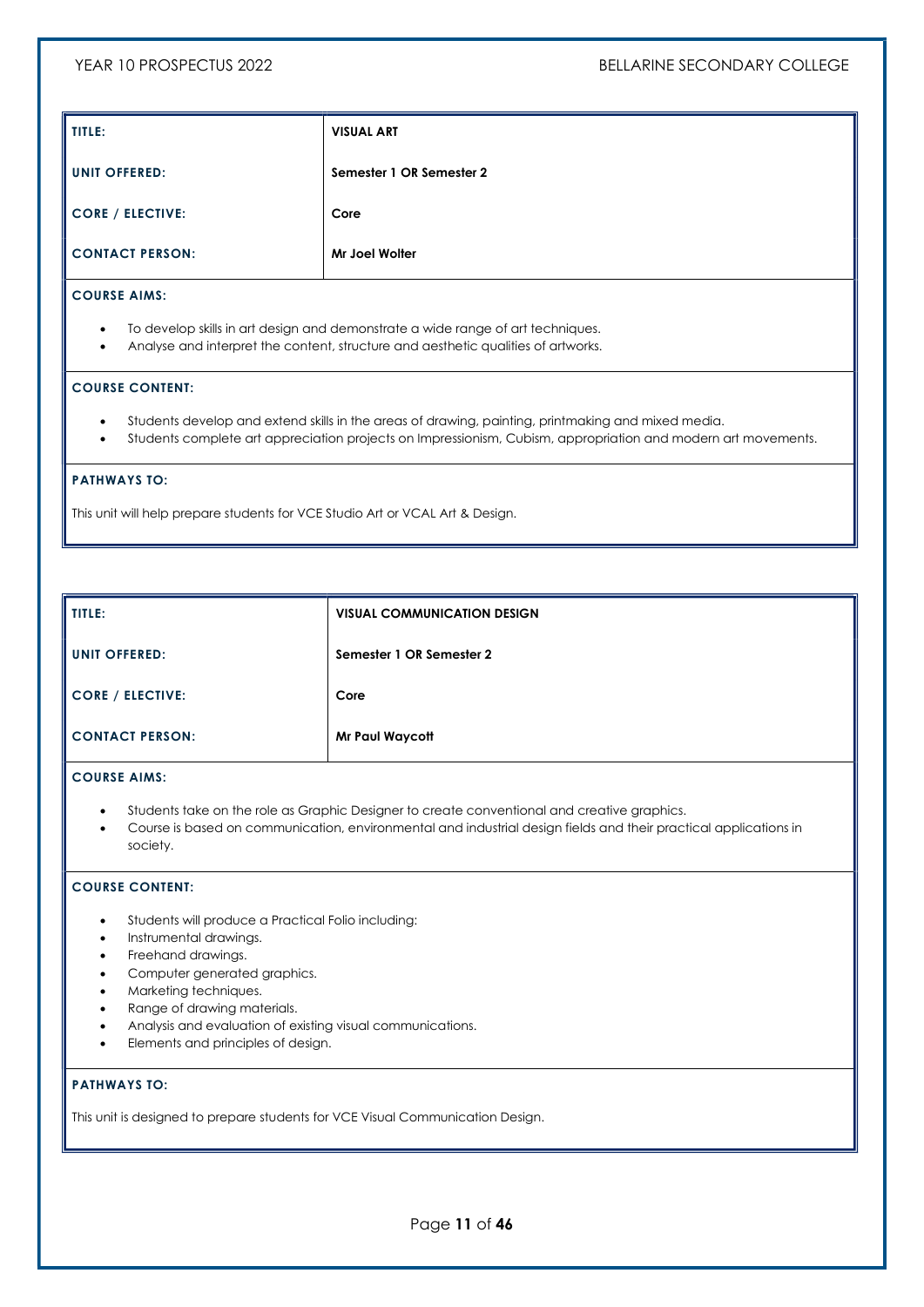| TITLE: | VISUAL ART |
|---|---|
| UNIT OFFERED: | Semester 1 OR Semester 2 |
| CORE / ELECTIVE: | Core |
| CONTACT PERSON: | Mr Joel Wolter |

**COURSE AIMS:**

- To develop skills in art design and demonstrate a wide range of art techniques.
- Analyse and interpret the content, structure and aesthetic qualities of artworks.

**COURSE CONTENT:**

- Students develop and extend skills in the areas of drawing, painting, printmaking and mixed media.
- Students complete art appreciation projects on Impressionism, Cubism, appropriation and modern art movements.

**PATHWAYS TO:**

This unit will help prepare students for VCE Studio Art or VCAL Art & Design.

| TITLE: | VISUAL COMMUNICATION DESIGN |
|---|---|
| UNIT OFFERED: | Semester 1 OR Semester 2 |
| CORE / ELECTIVE: | Core |
| CONTACT PERSON: | Mr Paul Waycott |

**COURSE AIMS:**

- Students take on the role as Graphic Designer to create conventional and creative graphics.
- Course is based on communication, environmental and industrial design fields and their practical applications in society.

**COURSE CONTENT:**

- Students will produce a Practical Folio including:
- Instrumental drawings.
- Freehand drawings.
- Computer generated graphics.
- Marketing techniques.
- Range of drawing materials.
- Analysis and evaluation of existing visual communications.
- Elements and principles of design.

**PATHWAYS TO:**

This unit is designed to prepare students for VCE Visual Communication Design.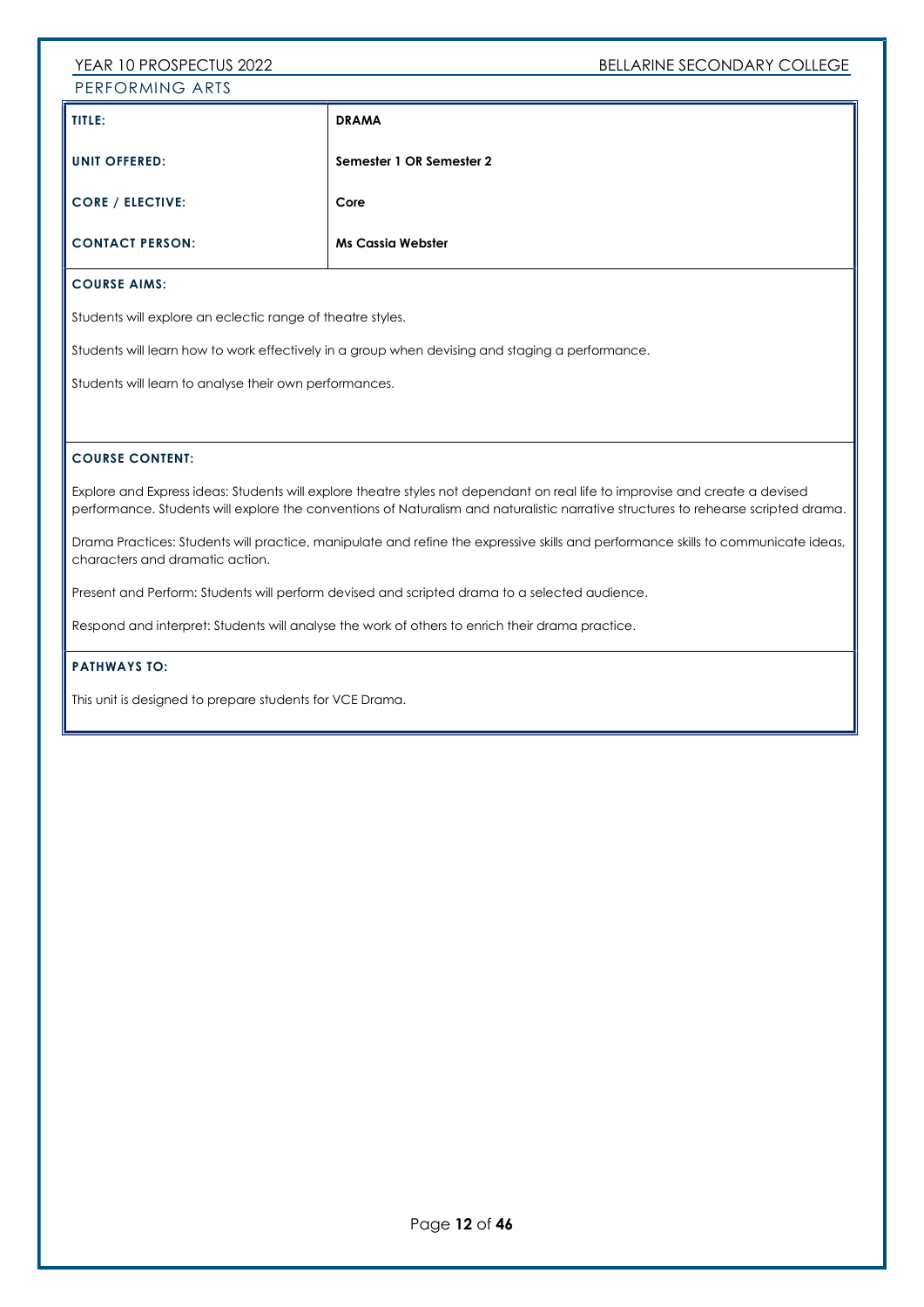## PERFORMING ARTS

| TITLE: | DRAMA |
|---|---|
| UNIT OFFERED: | Semester 1 OR Semester 2 |
| CORE / ELECTIVE: | Core |
| CONTACT PERSON: | Ms Cassia Webster |

**COURSE AIMS:**

Students will explore an eclectic range of theatre styles.

Students will learn how to work effectively in a group when devising and staging a performance.

Students will learn to analyse their own performances.

**COURSE CONTENT:**

Explore and Express ideas: Students will explore theatre styles not dependant on real life to improvise and create a devised performance. Students will explore the conventions of Naturalism and naturalistic narrative structures to rehearse scripted drama.

Drama Practices: Students will practice, manipulate and refine the expressive skills and performance skills to communicate ideas, characters and dramatic action.

Present and Perform: Students will perform devised and scripted drama to a selected audience.

Respond and interpret: Students will analyse the work of others to enrich their drama practice.

**PATHWAYS TO:**

This unit is designed to prepare students for VCE Drama.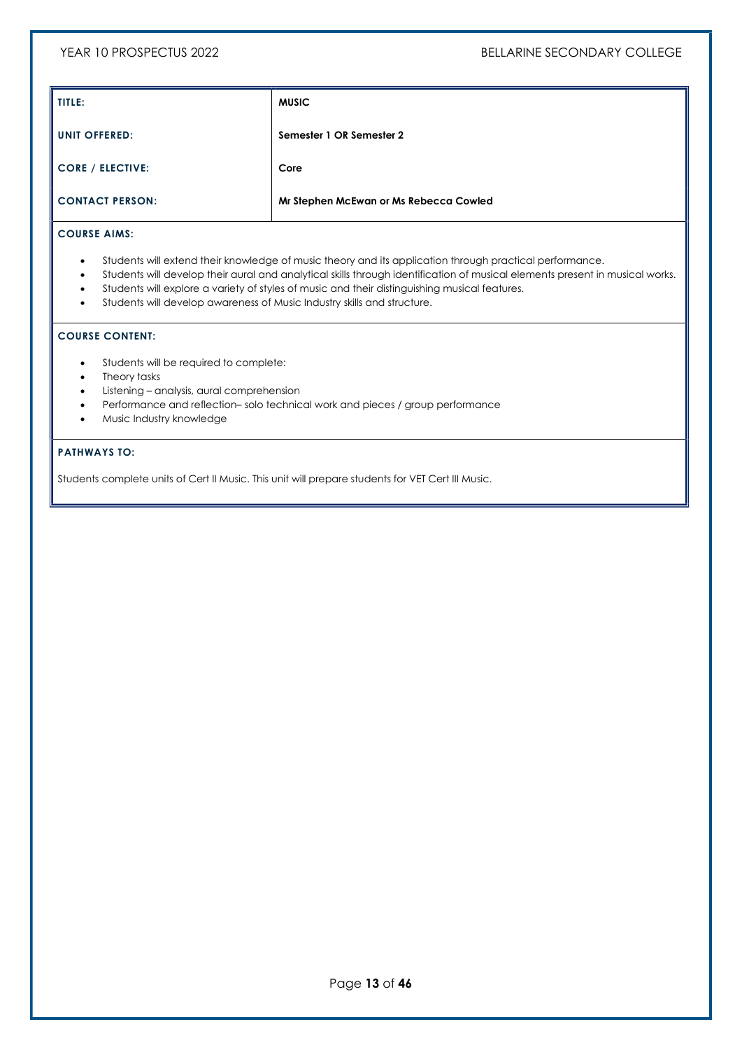| TITLE: | MUSIC |
|---|---|
| UNIT OFFERED: | Semester 1 OR Semester 2 |
| CORE / ELECTIVE: | Core |
| CONTACT PERSON: | Mr Stephen McEwan or Ms Rebecca Cowled |

**COURSE AIMS:**

- Students will extend their knowledge of music theory and its application through practical performance.
- Students will develop their aural and analytical skills through identification of musical elements present in musical works.
- Students will explore a variety of styles of music and their distinguishing musical features.
- Students will develop awareness of Music Industry skills and structure.

**COURSE CONTENT:**

- Students will be required to complete:
- Theory tasks
- Listening – analysis, aural comprehension
- Performance and reflection– solo technical work and pieces / group performance
- Music Industry knowledge

**PATHWAYS TO:**

Students complete units of Cert II Music. This unit will prepare students for VET Cert III Music.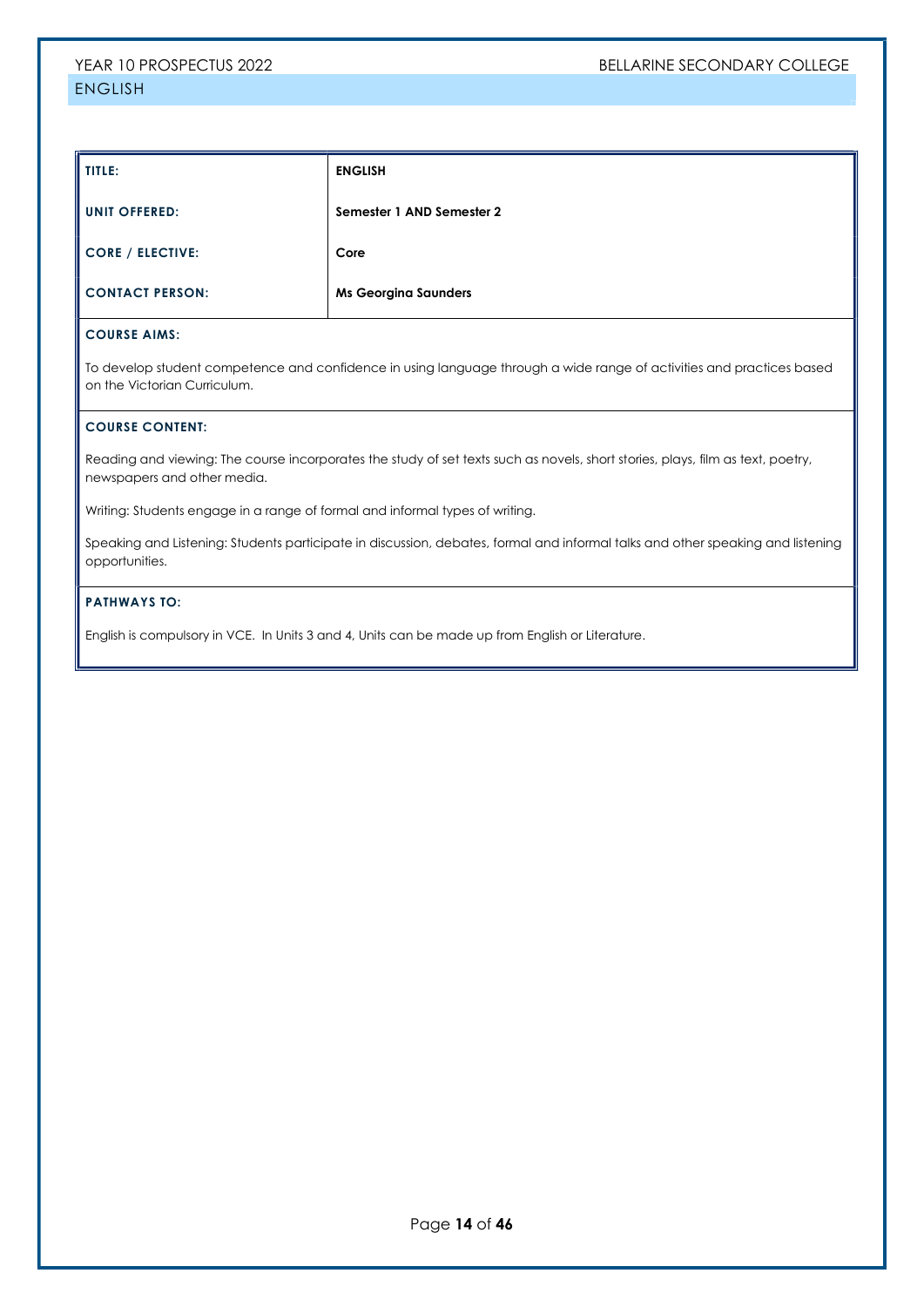## ENGLISH

| TITLE: | ENGLISH |
| --- | --- |
| UNIT OFFERED: | Semester 1 AND Semester 2 |
| CORE / ELECTIVE: | Core |
| CONTACT PERSON: | Ms Georgina Saunders |

**COURSE AIMS:**

To develop student competence and confidence in using language through a wide range of activities and practices based on the Victorian Curriculum.

**COURSE CONTENT:**

Reading and viewing: The course incorporates the study of set texts such as novels, short stories, plays, film as text, poetry, newspapers and other media.

Writing: Students engage in a range of formal and informal types of writing.

Speaking and Listening: Students participate in discussion, debates, formal and informal talks and other speaking and listening opportunities.

**PATHWAYS TO:**

English is compulsory in VCE. In Units 3 and 4, Units can be made up from English or Literature.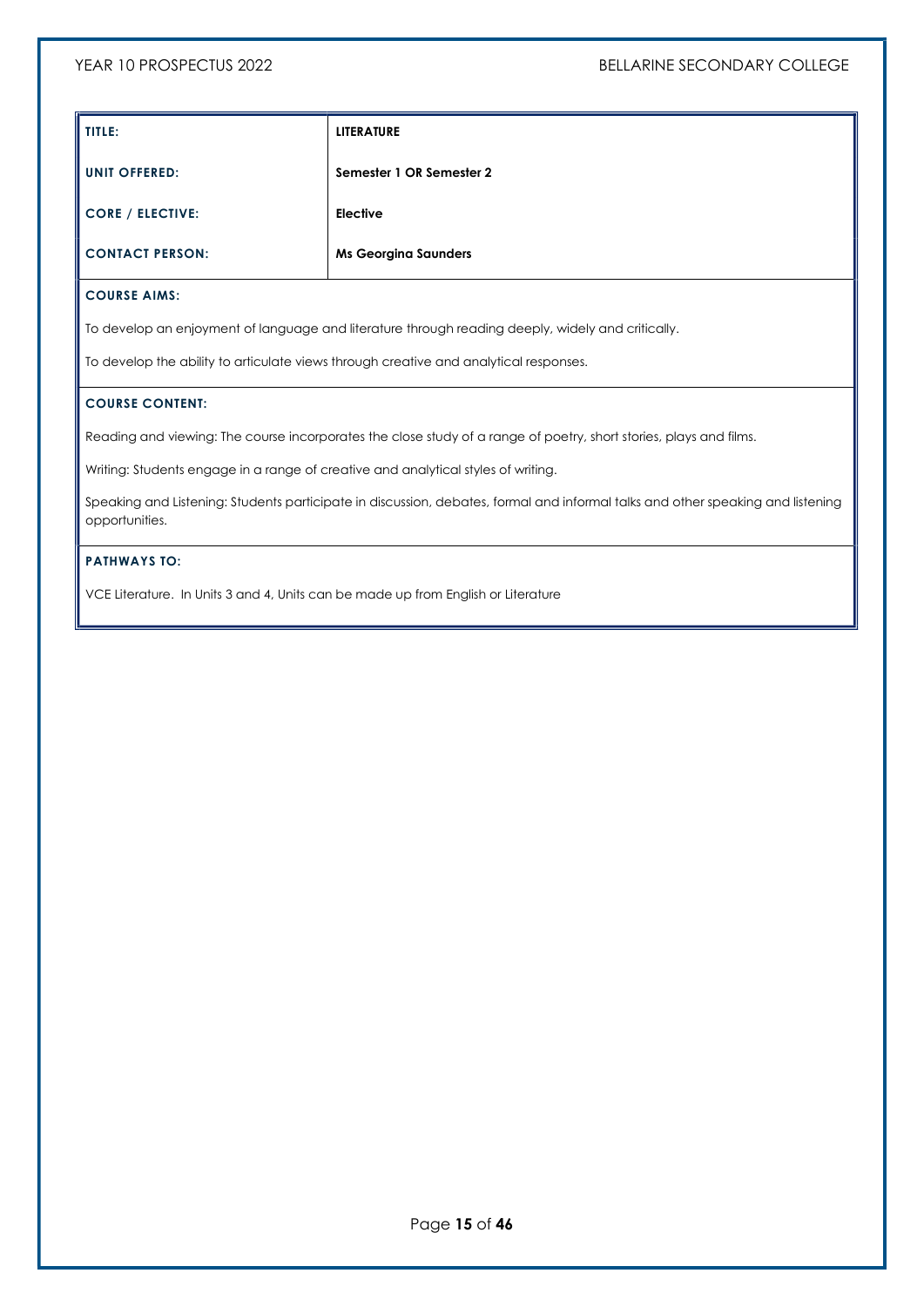| TITLE: | LITERATURE |
| --- | --- |
| UNIT OFFERED: | Semester 1 OR Semester 2 |
| CORE / ELECTIVE: | Elective |
| CONTACT PERSON: | Ms Georgina Saunders |

**COURSE AIMS:**

To develop an enjoyment of language and literature through reading deeply, widely and critically.

To develop the ability to articulate views through creative and analytical responses.

**COURSE CONTENT:**

Reading and viewing: The course incorporates the close study of a range of poetry, short stories, plays and films.

Writing: Students engage in a range of creative and analytical styles of writing.

Speaking and Listening: Students participate in discussion, debates, formal and informal talks and other speaking and listening opportunities.

**PATHWAYS TO:**

VCE Literature. In Units 3 and 4, Units can be made up from English or Literature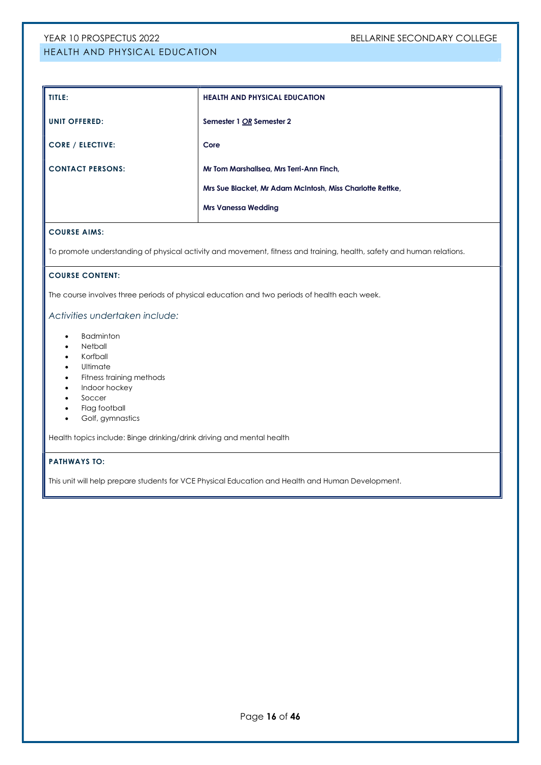## HEALTH AND PHYSICAL EDUCATION

| **TITLE:** | **HEALTH AND PHYSICAL EDUCATION** |
| --- | --- |
| **UNIT OFFERED:** | **Semester 1 *<u>OR</u>* Semester 2** |
| **CORE / ELECTIVE:** | **Core** |
| **CONTACT PERSONS:** | **Mr Tom Marshallsea, Mrs Terri-Ann Finch,**<br>**Mrs Sue Blacket, Mr Adam McIntosh, Miss Charlotte Rettke,**<br>**Mrs Vanessa Wedding** |

**COURSE AIMS:**

To promote understanding of physical activity and movement, fitness and training, health, safety and human relations.

**COURSE CONTENT:**

The course involves three periods of physical education and two periods of health each week.

*Activities undertaken include:*

- Badminton
- Netball
- Korfball
- Ultimate
- Fitness training methods
- Indoor hockey
- Soccer
- Flag football
- Golf, gymnastics

Health topics include: Binge drinking/drink driving and mental health

**PATHWAYS TO:**

This unit will help prepare students for VCE Physical Education and Health and Human Development.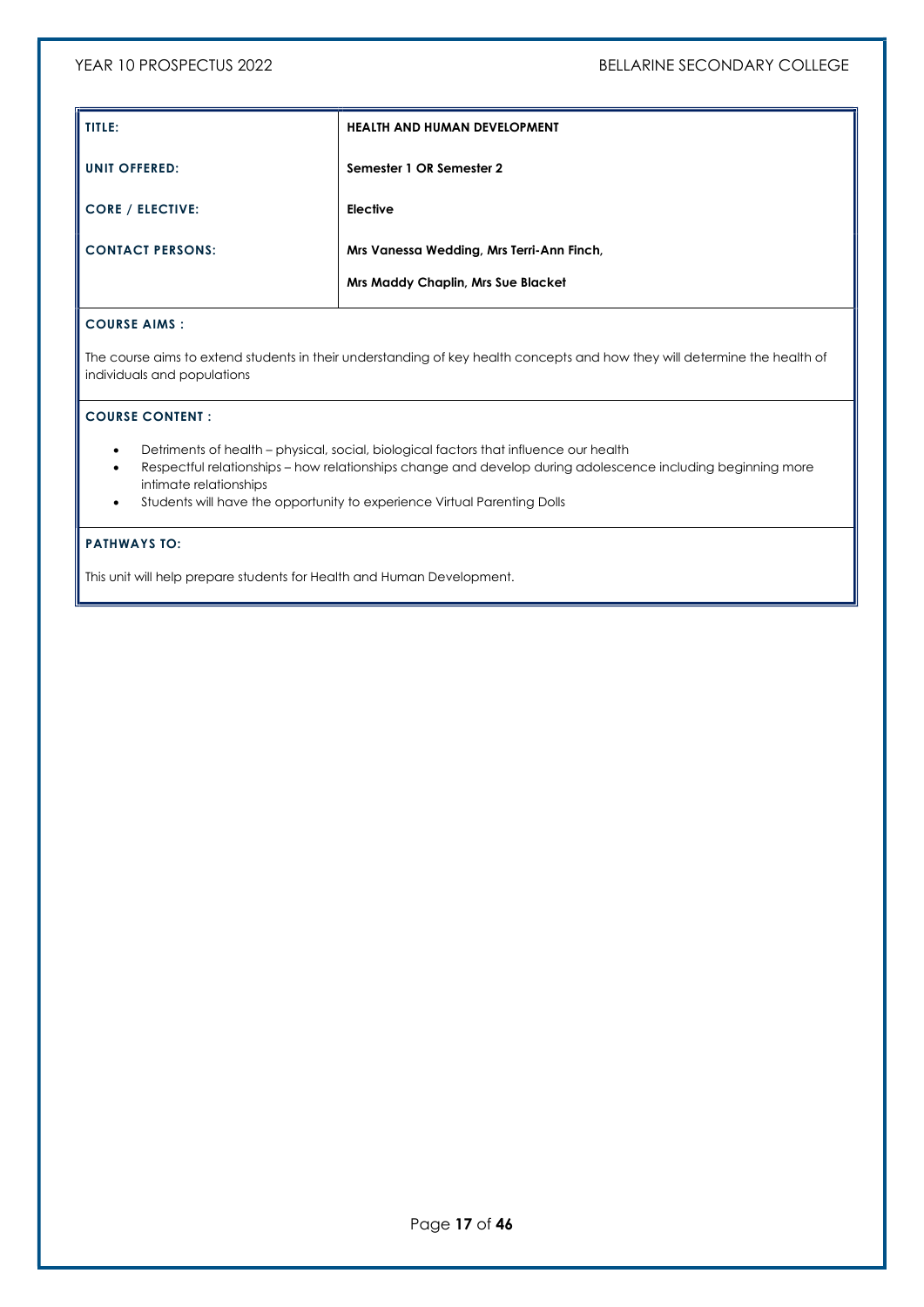| TITLE: | HEALTH AND HUMAN DEVELOPMENT |
| --- | --- |
| UNIT OFFERED: | Semester 1 OR Semester 2 |
| CORE / ELECTIVE: | Elective |
| CONTACT PERSONS: | Mrs Vanessa Wedding, Mrs Terri-Ann Finch, Mrs Maddy Chaplin, Mrs Sue Blacket |

**COURSE AIMS :**

The course aims to extend students in their understanding of key health concepts and how they will determine the health of individuals and populations

**COURSE CONTENT :**

- Detriments of health – physical, social, biological factors that influence our health
- Respectful relationships – how relationships change and develop during adolescence including beginning more intimate relationships
- Students will have the opportunity to experience Virtual Parenting Dolls

**PATHWAYS TO:**

This unit will help prepare students for Health and Human Development.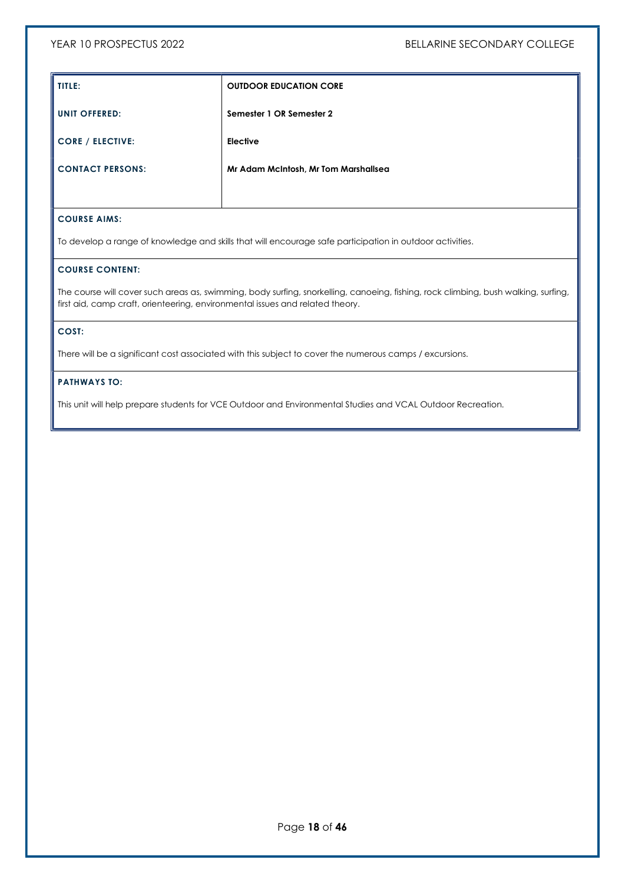| | |
|---|---|
| **TITLE:** | **OUTDOOR EDUCATION CORE** |
| **UNIT OFFERED:** | **Semester 1 OR Semester 2** |
| **CORE / ELECTIVE:** | **Elective** |
| **CONTACT PERSONS:** | **Mr Adam McIntosh, Mr Tom Marshallsea** |

**COURSE AIMS:**

To develop a range of knowledge and skills that will encourage safe participation in outdoor activities.

**COURSE CONTENT:**

The course will cover such areas as, swimming, body surfing, snorkelling, canoeing, fishing, rock climbing, bush walking, surfing, first aid, camp craft, orienteering, environmental issues and related theory.

**COST:**

There will be a significant cost associated with this subject to cover the numerous camps / excursions.

**PATHWAYS TO:**

This unit will help prepare students for VCE Outdoor and Environmental Studies and VCAL Outdoor Recreation.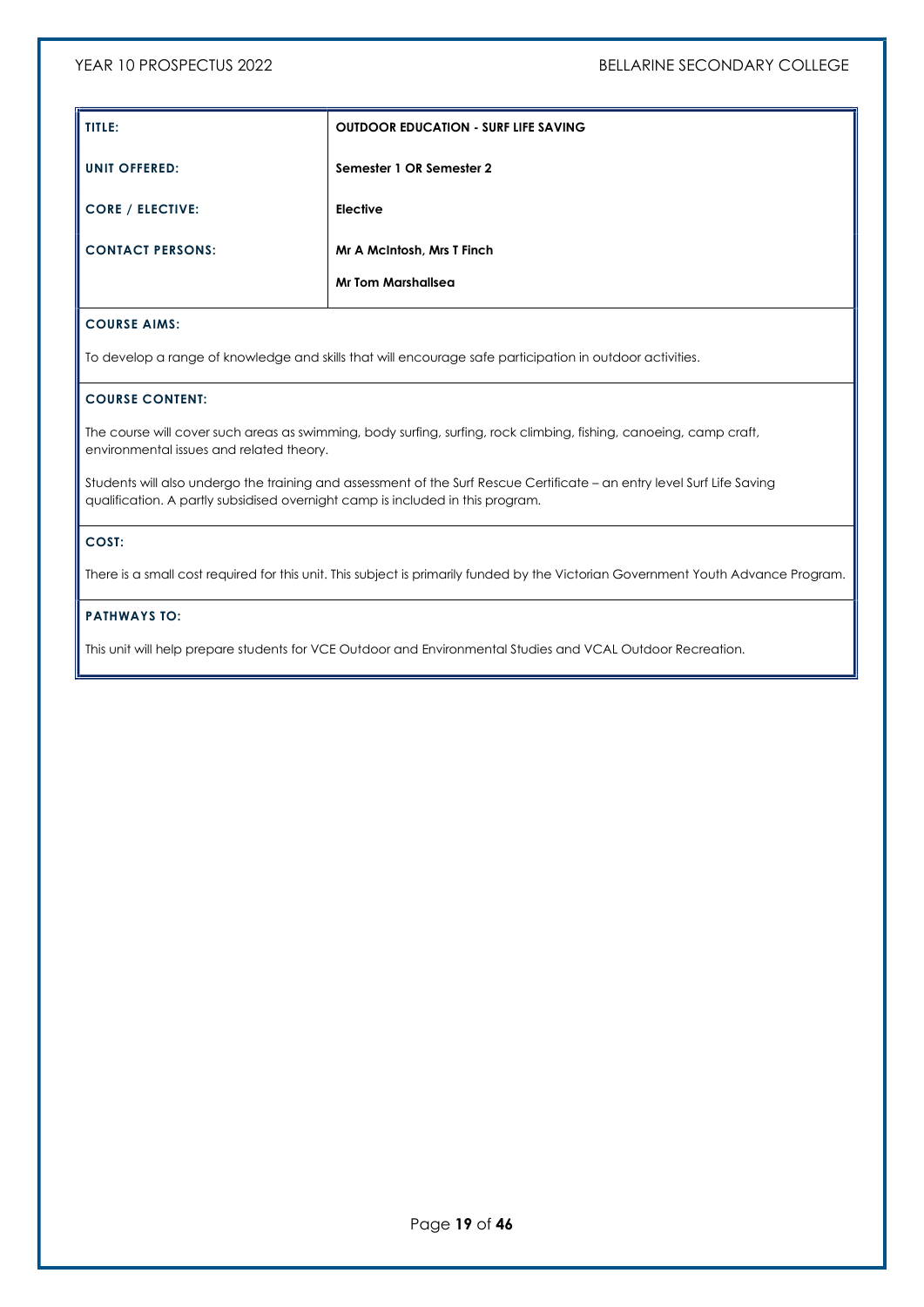| TITLE: | OUTDOOR EDUCATION - SURF LIFE SAVING |
|---|---|
| UNIT OFFERED: | Semester 1 OR Semester 2 |
| CORE / ELECTIVE: | Elective |
| CONTACT PERSONS: | Mr A McIntosh, Mrs T Finch<br>Mr Tom Marshallsea |

**COURSE AIMS:**

To develop a range of knowledge and skills that will encourage safe participation in outdoor activities.

**COURSE CONTENT:**

The course will cover such areas as swimming, body surfing, surfing, rock climbing, fishing, canoeing, camp craft, environmental issues and related theory.

Students will also undergo the training and assessment of the Surf Rescue Certificate – an entry level Surf Life Saving qualification. A partly subsidised overnight camp is included in this program.

**COST:**

There is a small cost required for this unit. This subject is primarily funded by the Victorian Government Youth Advance Program.

**PATHWAYS TO:**

This unit will help prepare students for VCE Outdoor and Environmental Studies and VCAL Outdoor Recreation.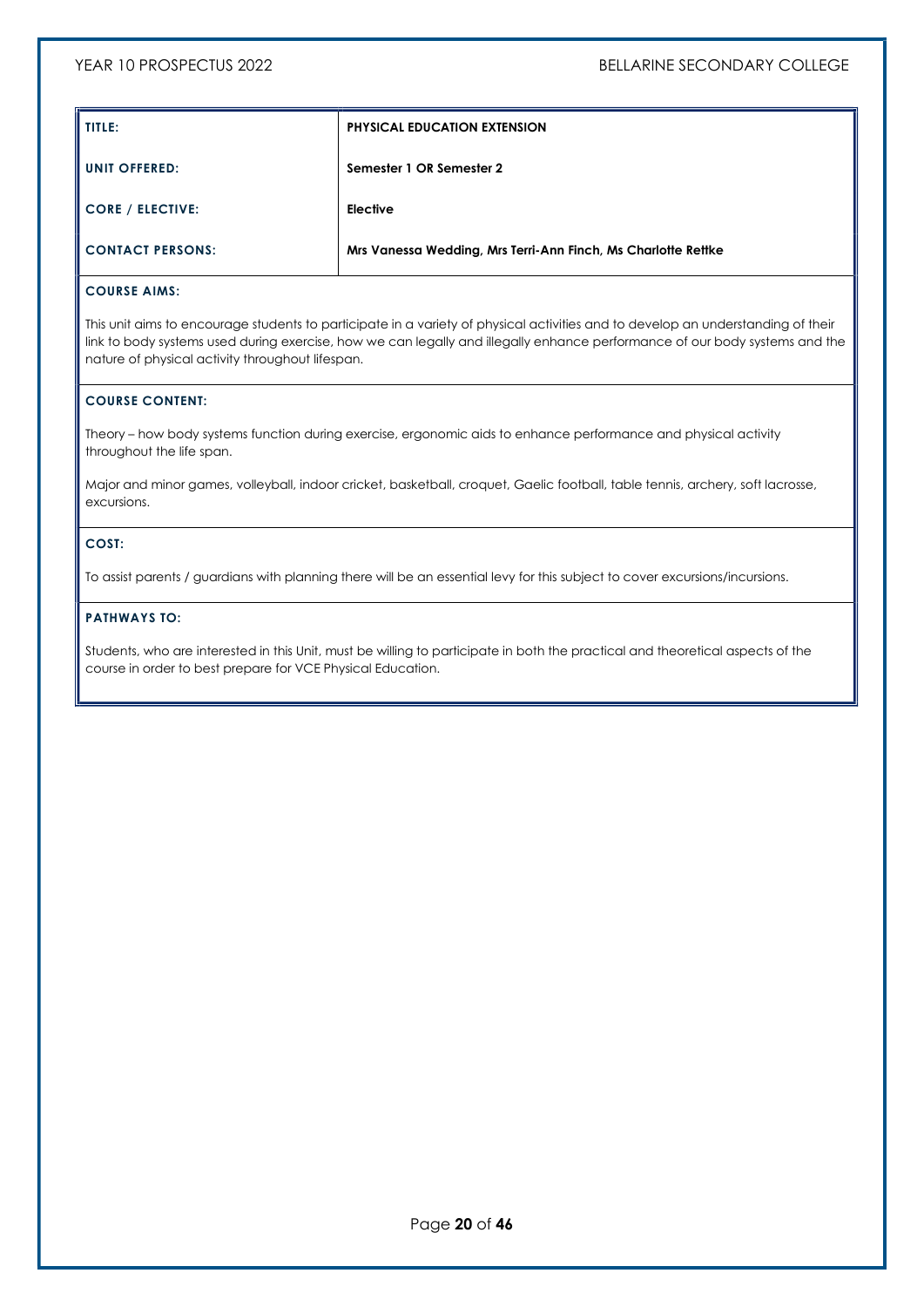| TITLE: | PHYSICAL EDUCATION EXTENSION |
|---|---|
| UNIT OFFERED: | Semester 1 OR Semester 2 |
| CORE / ELECTIVE: | Elective |
| CONTACT PERSONS: | Mrs Vanessa Wedding, Mrs Terri-Ann Finch, Ms Charlotte Rettke |

**COURSE AIMS:**

This unit aims to encourage students to participate in a variety of physical activities and to develop an understanding of their link to body systems used during exercise, how we can legally and illegally enhance performance of our body systems and the nature of physical activity throughout lifespan.

**COURSE CONTENT:**

Theory – how body systems function during exercise, ergonomic aids to enhance performance and physical activity throughout the life span.

Major and minor games, volleyball, indoor cricket, basketball, croquet, Gaelic football, table tennis, archery, soft lacrosse, excursions.

**COST:**

To assist parents / guardians with planning there will be an essential levy for this subject to cover excursions/incursions.

**PATHWAYS TO:**

Students, who are interested in this Unit, must be willing to participate in both the practical and theoretical aspects of the course in order to best prepare for VCE Physical Education.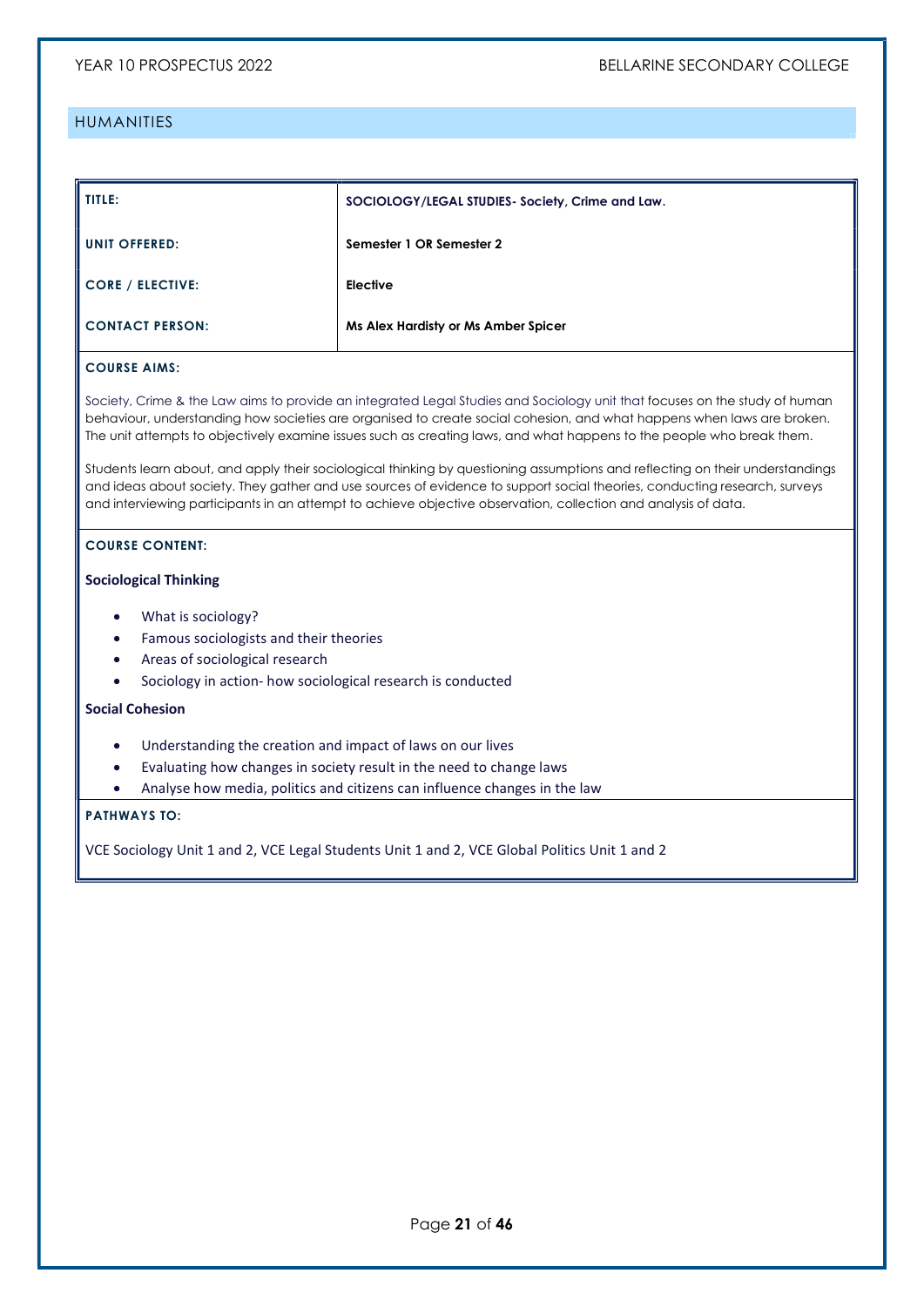## HUMANITIES

| TITLE: | SOCIOLOGY/LEGAL STUDIES- Society, Crime and Law. |
|---|---|
| UNIT OFFERED: | Semester 1 OR Semester 2 |
| CORE / ELECTIVE: | Elective |
| CONTACT PERSON: | Ms Alex Hardisty or Ms Amber Spicer |

**COURSE AIMS:**

Society, Crime & the Law aims to provide an integrated Legal Studies and Sociology unit that focuses on the study of human behaviour, understanding how societies are organised to create social cohesion, and what happens when laws are broken. The unit attempts to objectively examine issues such as creating laws, and what happens to the people who break them.

Students learn about, and apply their sociological thinking by questioning assumptions and reflecting on their understandings and ideas about society. They gather and use sources of evidence to support social theories, conducting research, surveys and interviewing participants in an attempt to achieve objective observation, collection and analysis of data.

**COURSE CONTENT:**

**Sociological Thinking**

- What is sociology?
- Famous sociologists and their theories
- Areas of sociological research
- Sociology in action- how sociological research is conducted

**Social Cohesion**

- Understanding the creation and impact of laws on our lives
- Evaluating how changes in society result in the need to change laws
- Analyse how media, politics and citizens can influence changes in the law

**PATHWAYS TO:**

VCE Sociology Unit 1 and 2, VCE Legal Students Unit 1 and 2, VCE Global Politics Unit 1 and 2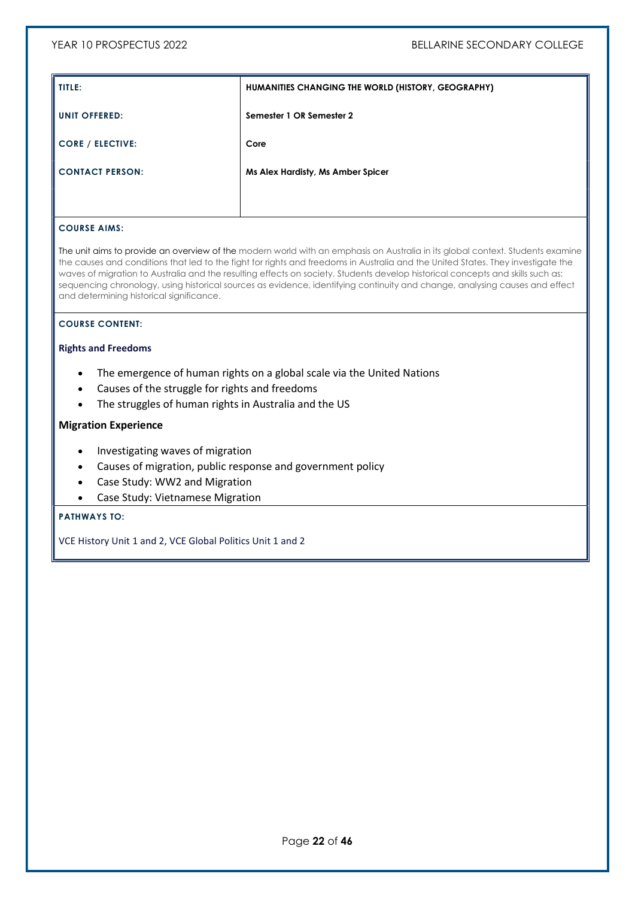| TITLE: | HUMANITIES CHANGING THE WORLD (HISTORY, GEOGRAPHY) |
|---|---|
| UNIT OFFERED: | Semester 1 OR Semester 2 |
| CORE / ELECTIVE: | Core |
| CONTACT PERSON: | Ms Alex Hardisty, Ms Amber Spicer |

**COURSE AIMS:**

The unit aims to provide an overview of the modern world with an emphasis on Australia in its global context. Students examine the causes and conditions that led to the fight for rights and freedoms in Australia and the United States. They investigate the waves of migration to Australia and the resulting effects on society. Students develop historical concepts and skills such as: sequencing chronology, using historical sources as evidence, identifying continuity and change, analysing causes and effect and determining historical significance.

**COURSE CONTENT:**

**Rights and Freedoms**

- The emergence of human rights on a global scale via the United Nations
- Causes of the struggle for rights and freedoms
- The struggles of human rights in Australia and the US

**Migration Experience**

- Investigating waves of migration
- Causes of migration, public response and government policy
- Case Study: WW2 and Migration
- Case Study: Vietnamese Migration

**PATHWAYS TO:**

VCE History Unit 1 and 2, VCE Global Politics Unit 1 and 2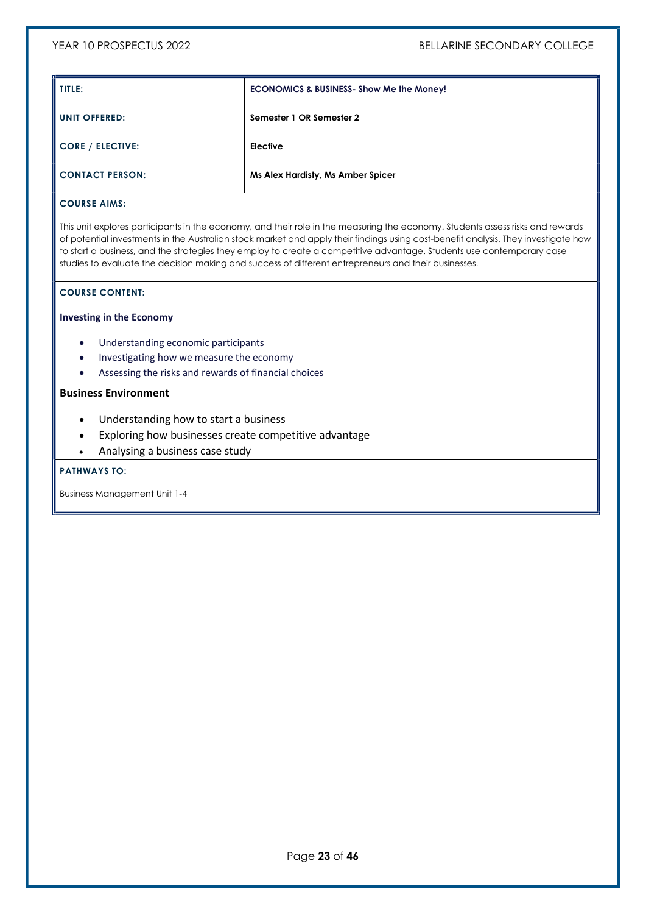| TITLE: | ECONOMICS & BUSINESS- Show Me the Money! |
| --- | --- |
| UNIT OFFERED: | Semester 1 OR Semester 2 |
| CORE / ELECTIVE: | Elective |
| CONTACT PERSON: | Ms Alex Hardisty, Ms Amber Spicer |

**COURSE AIMS:**

This unit explores participants in the economy, and their role in the measuring the economy. Students assess risks and rewards of potential investments in the Australian stock market and apply their findings using cost-benefit analysis. They investigate how to start a business, and the strategies they employ to create a competitive advantage. Students use contemporary case studies to evaluate the decision making and success of different entrepreneurs and their businesses.

**COURSE CONTENT:**

**Investing in the Economy**

- Understanding economic participants
- Investigating how we measure the economy
- Assessing the risks and rewards of financial choices

**Business Environment**

- Understanding how to start a business
- Exploring how businesses create competitive advantage
- Analysing a business case study

**PATHWAYS TO:**

Business Management Unit 1-4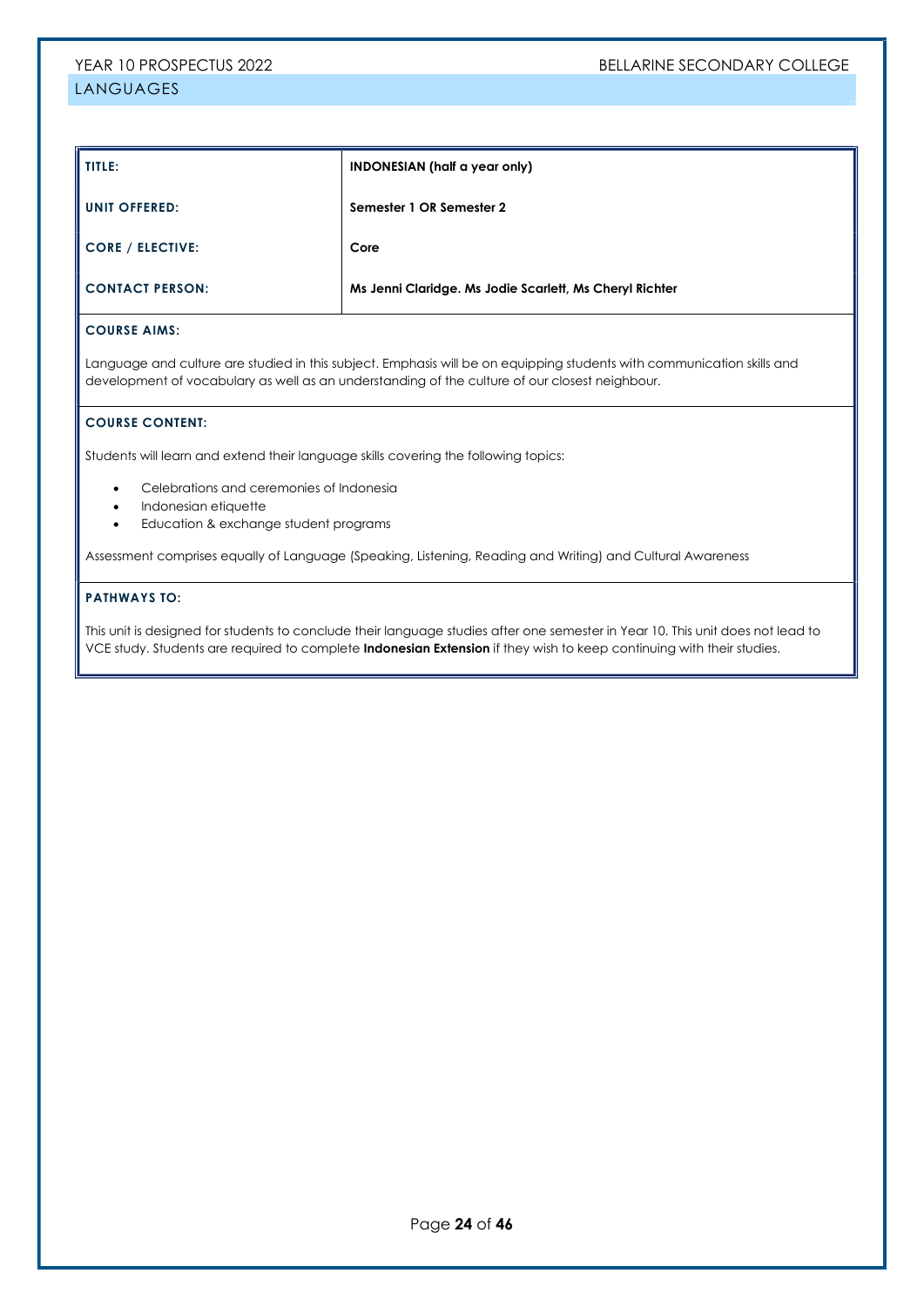## LANGUAGES

| TITLE: | INDONESIAN (half a year only) |
| --- | --- |
| UNIT OFFERED: | Semester 1 OR Semester 2 |
| CORE / ELECTIVE: | Core |
| CONTACT PERSON: | Ms Jenni Claridge. Ms Jodie Scarlett, Ms Cheryl Richter |

**COURSE AIMS:**

Language and culture are studied in this subject. Emphasis will be on equipping students with communication skills and development of vocabulary as well as an understanding of the culture of our closest neighbour.

**COURSE CONTENT:**

Students will learn and extend their language skills covering the following topics:

- Celebrations and ceremonies of Indonesia
- Indonesian etiquette
- Education & exchange student programs

Assessment comprises equally of Language (Speaking, Listening, Reading and Writing) and Cultural Awareness

**PATHWAYS TO:**

This unit is designed for students to conclude their language studies after one semester in Year 10. This unit does not lead to VCE study. Students are required to complete **Indonesian Extension** if they wish to keep continuing with their studies.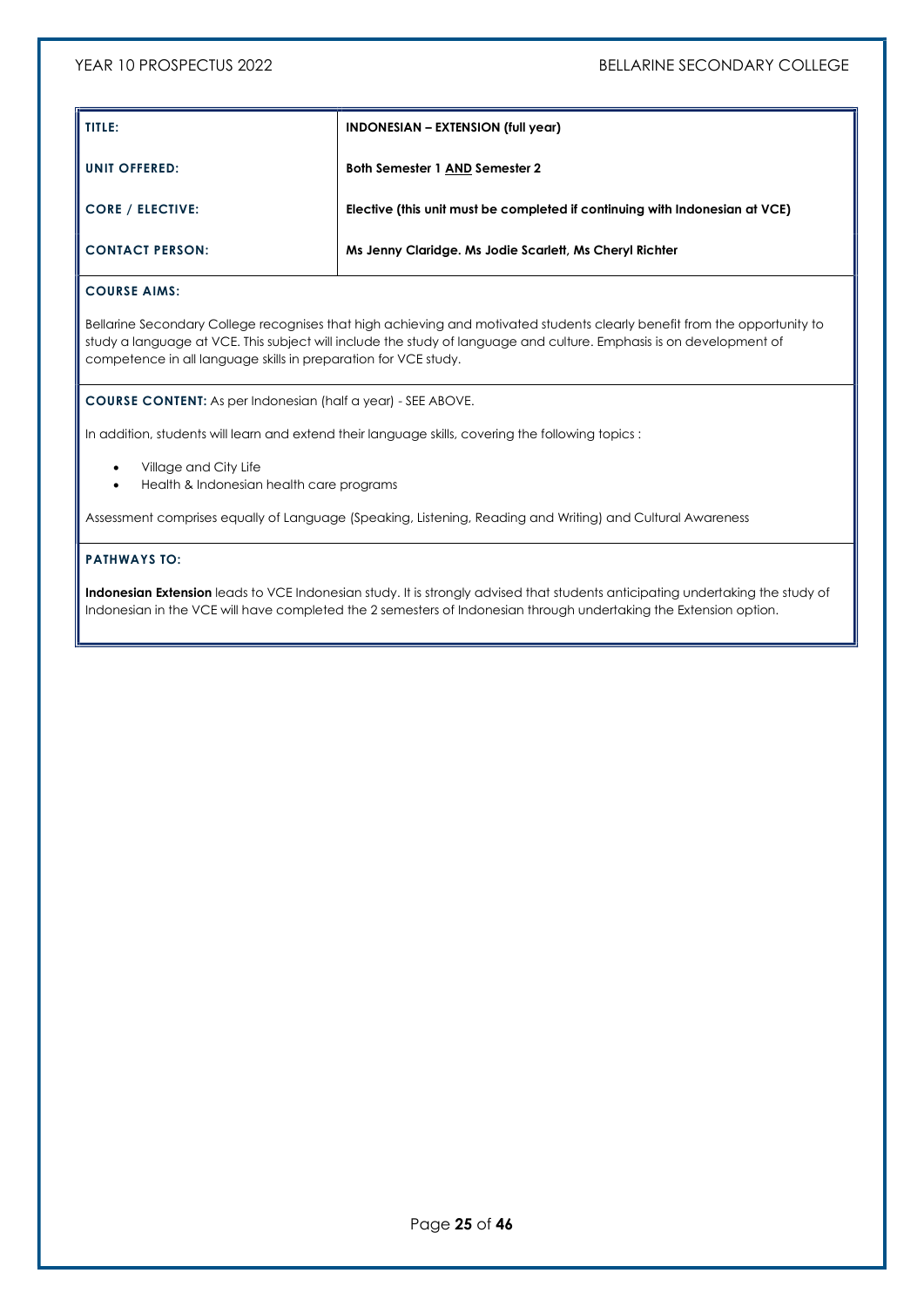| TITLE: | **INDONESIAN – EXTENSION (full year)** |
|---|---|
| **UNIT OFFERED:** | **Both Semester 1 AND Semester 2** |
| **CORE / ELECTIVE:** | **Elective (this unit must be completed if continuing with Indonesian at VCE)** |
| **CONTACT PERSON:** | **Ms Jenny Claridge. Ms Jodie Scarlett, Ms Cheryl Richter** |

**COURSE AIMS:**

Bellarine Secondary College recognises that high achieving and motivated students clearly benefit from the opportunity to study a language at VCE. This subject will include the study of language and culture. Emphasis is on development of competence in all language skills in preparation for VCE study.

**COURSE CONTENT:** As per Indonesian (half a year) - SEE ABOVE.

In addition, students will learn and extend their language skills, covering the following topics :

- Village and City Life
- Health & Indonesian health care programs

Assessment comprises equally of Language (Speaking, Listening, Reading and Writing) and Cultural Awareness

**PATHWAYS TO:**

**Indonesian Extension** leads to VCE Indonesian study. It is strongly advised that students anticipating undertaking the study of Indonesian in the VCE will have completed the 2 semesters of Indonesian through undertaking the Extension option.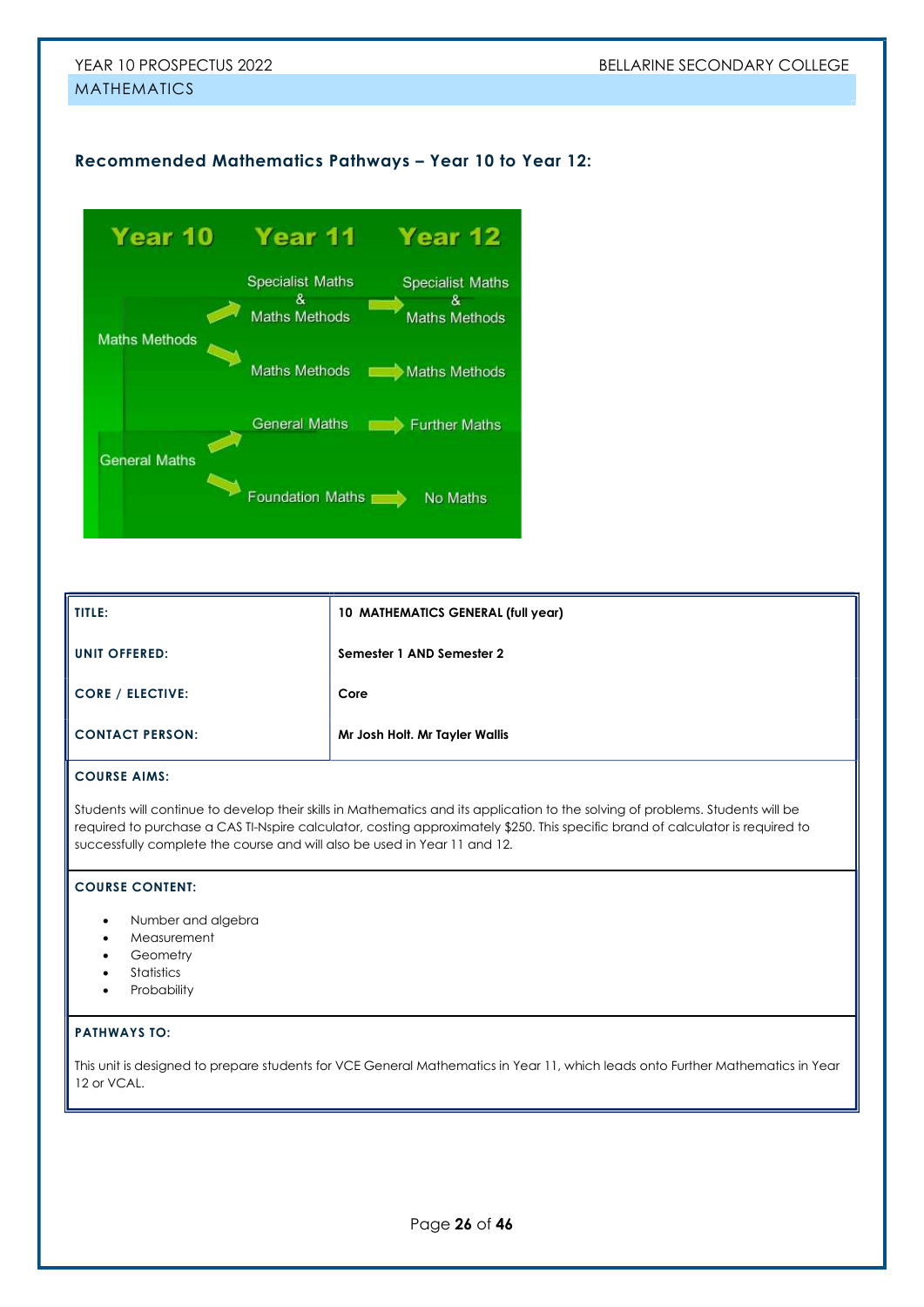## Recommended Mathematics Pathways – Year 10 to Year 12:

| Year 10 | Year 11 | Year 12 |
|---|---|---|
| Maths Methods | Specialist Maths & Maths Methods | Specialist Maths & Maths Methods |
| | Maths Methods | Maths Methods |
| General Maths | General Maths | Further Maths |
| | Foundation Maths | No Maths |

| | |
|---|---|
| **TITLE:** | **10 MATHEMATICS GENERAL (full year)** |
| **UNIT OFFERED:** | **Semester 1 AND Semester 2** |
| **CORE / ELECTIVE:** | **Core** |
| **CONTACT PERSON:** | **Mr Josh Holt. Mr Tayler Wallis** |

**COURSE AIMS:**

Students will continue to develop their skills in Mathematics and its application to the solving of problems. Students will be required to purchase a CAS TI-Nspire calculator, costing approximately $250. This specific brand of calculator is required to successfully complete the course and will also be used in Year 11 and 12.

**COURSE CONTENT:**

- Number and algebra
- Measurement
- Geometry
- Statistics
- Probability

**PATHWAYS TO:**

This unit is designed to prepare students for VCE General Mathematics in Year 11, which leads onto Further Mathematics in Year 12 or VCAL.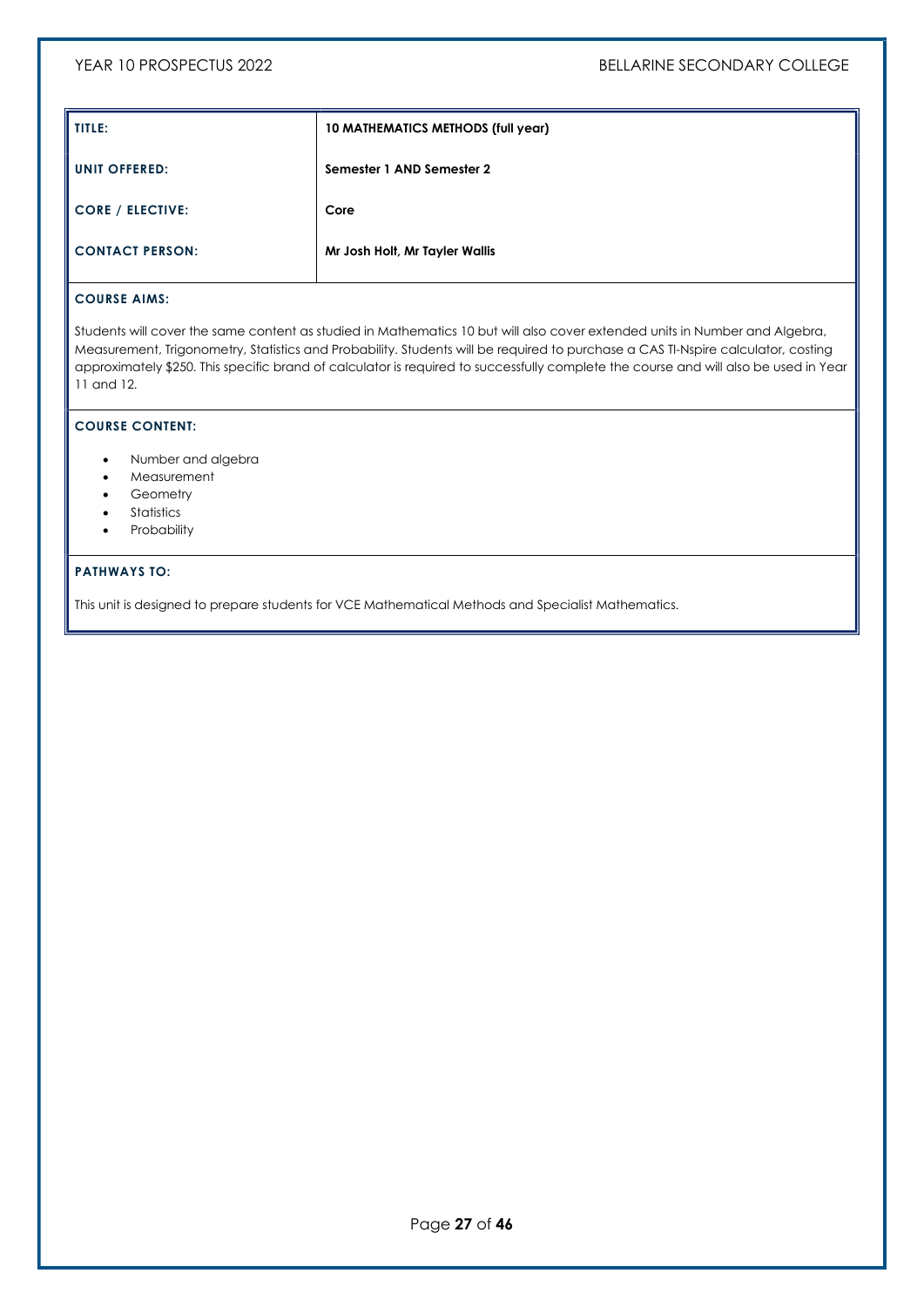| **TITLE:** | **10 MATHEMATICS METHODS (full year)** |
|---|---|
| **UNIT OFFERED:** | **Semester 1 AND Semester 2** |
| **CORE / ELECTIVE:** | **Core** |
| **CONTACT PERSON:** | **Mr Josh Holt, Mr Tayler Wallis** |

**COURSE AIMS:**

Students will cover the same content as studied in Mathematics 10 but will also cover extended units in Number and Algebra, Measurement, Trigonometry, Statistics and Probability. Students will be required to purchase a CAS TI-Nspire calculator, costing approximately $250. This specific brand of calculator is required to successfully complete the course and will also be used in Year 11 and 12.

**COURSE CONTENT:**

- Number and algebra
- Measurement
- Geometry
- Statistics
- Probability

**PATHWAYS TO:**

This unit is designed to prepare students for VCE Mathematical Methods and Specialist Mathematics.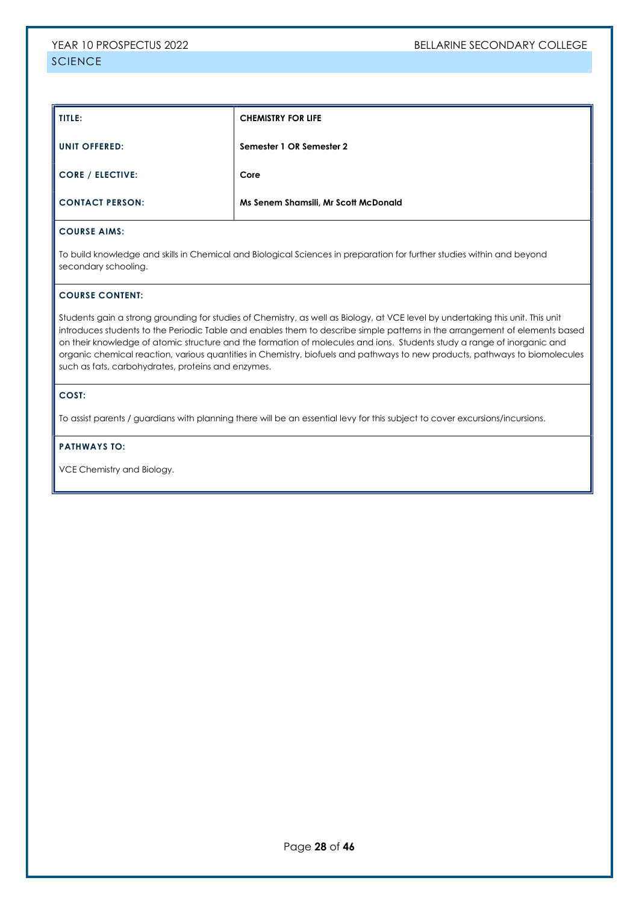## SCIENCE

| TITLE: | CHEMISTRY FOR LIFE |
|---|---|
| UNIT OFFERED: | Semester 1 OR Semester 2 |
| CORE / ELECTIVE: | Core |
| CONTACT PERSON: | Ms Senem Shamsili, Mr Scott McDonald |

**COURSE AIMS:**

To build knowledge and skills in Chemical and Biological Sciences in preparation for further studies within and beyond secondary schooling.

**COURSE CONTENT:**

Students gain a strong grounding for studies of Chemistry, as well as Biology, at VCE level by undertaking this unit. This unit introduces students to the Periodic Table and enables them to describe simple patterns in the arrangement of elements based on their knowledge of atomic structure and the formation of molecules and ions. Students study a range of inorganic and organic chemical reaction, various quantities in Chemistry, biofuels and pathways to new products, pathways to biomolecules such as fats, carbohydrates, proteins and enzymes.

**COST:**

To assist parents / guardians with planning there will be an essential levy for this subject to cover excursions/incursions.

**PATHWAYS TO:**

VCE Chemistry and Biology.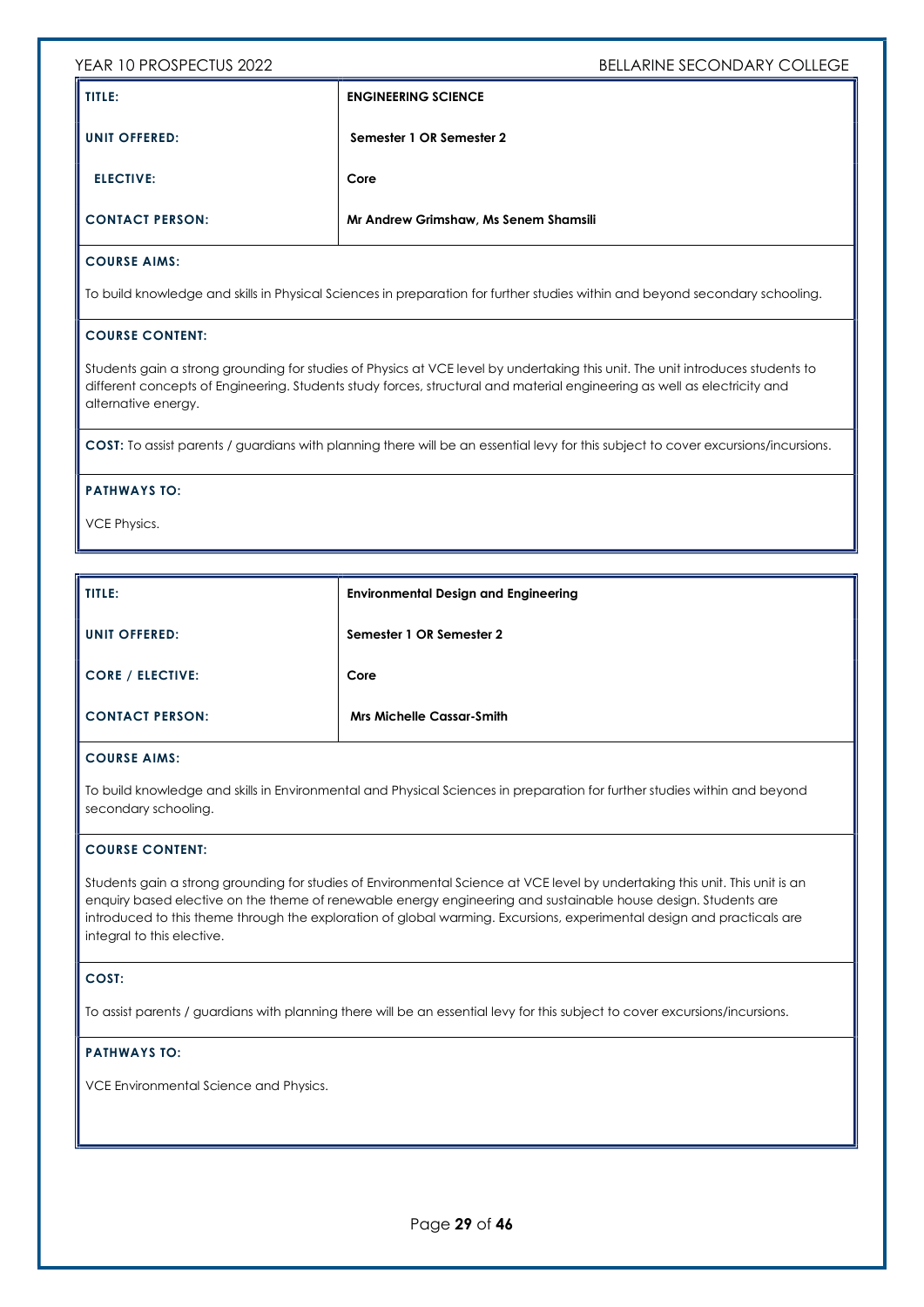| TITLE: | ENGINEERING SCIENCE |
|---|---|
| UNIT OFFERED: | Semester 1 OR Semester 2 |
| ELECTIVE: | Core |
| CONTACT PERSON: | Mr Andrew Grimshaw, Ms Senem Shamsili |

**COURSE AIMS:**

To build knowledge and skills in Physical Sciences in preparation for further studies within and beyond secondary schooling.

**COURSE CONTENT:**

Students gain a strong grounding for studies of Physics at VCE level by undertaking this unit. The unit introduces students to different concepts of Engineering. Students study forces, structural and material engineering as well as electricity and alternative energy.

**COST:** To assist parents / guardians with planning there will be an essential levy for this subject to cover excursions/incursions.

**PATHWAYS TO:**

VCE Physics.

| TITLE: | Environmental Design and Engineering |
|---|---|
| UNIT OFFERED: | Semester 1 OR Semester 2 |
| CORE / ELECTIVE: | Core |
| CONTACT PERSON: | Mrs Michelle Cassar-Smith |

**COURSE AIMS:**

To build knowledge and skills in Environmental and Physical Sciences in preparation for further studies within and beyond secondary schooling.

**COURSE CONTENT:**

Students gain a strong grounding for studies of Environmental Science at VCE level by undertaking this unit. This unit is an enquiry based elective on the theme of renewable energy engineering and sustainable house design. Students are introduced to this theme through the exploration of global warming. Excursions, experimental design and practicals are integral to this elective.

**COST:**

To assist parents / guardians with planning there will be an essential levy for this subject to cover excursions/incursions.

**PATHWAYS TO:**

VCE Environmental Science and Physics.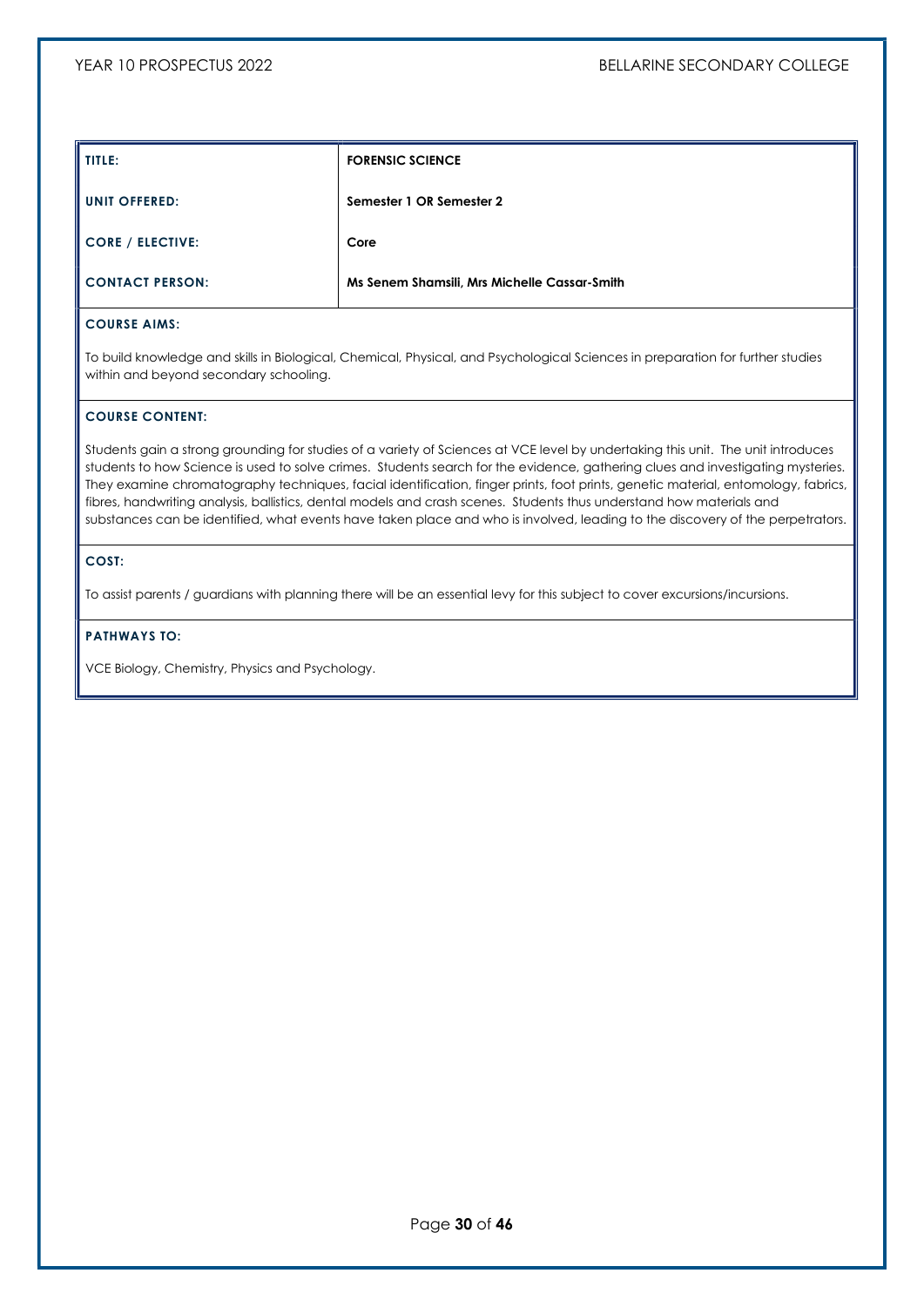| TITLE: | FORENSIC SCIENCE |
| --- | --- |
| UNIT OFFERED: | Semester 1 OR Semester 2 |
| CORE / ELECTIVE: | Core |
| CONTACT PERSON: | Ms Senem Shamsili, Mrs Michelle Cassar-Smith |

**COURSE AIMS:**

To build knowledge and skills in Biological, Chemical, Physical, and Psychological Sciences in preparation for further studies within and beyond secondary schooling.

**COURSE CONTENT:**

Students gain a strong grounding for studies of a variety of Sciences at VCE level by undertaking this unit. The unit introduces students to how Science is used to solve crimes. Students search for the evidence, gathering clues and investigating mysteries. They examine chromatography techniques, facial identification, finger prints, foot prints, genetic material, entomology, fabrics, fibres, handwriting analysis, ballistics, dental models and crash scenes. Students thus understand how materials and substances can be identified, what events have taken place and who is involved, leading to the discovery of the perpetrators.

**COST:**

To assist parents / guardians with planning there will be an essential levy for this subject to cover excursions/incursions.

**PATHWAYS TO:**

VCE Biology, Chemistry, Physics and Psychology.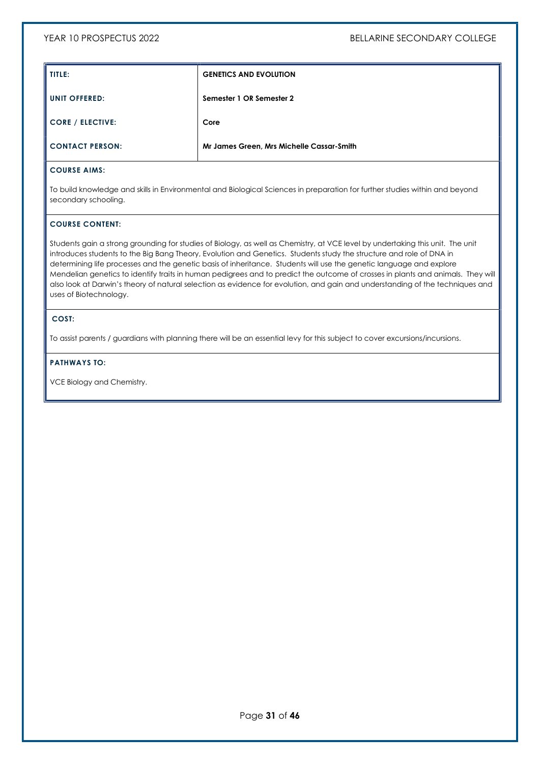| TITLE: | GENETICS AND EVOLUTION |
|---|---|
| UNIT OFFERED: | Semester 1 OR Semester 2 |
| CORE / ELECTIVE: | Core |
| CONTACT PERSON: | Mr James Green, Mrs Michelle Cassar-Smith |

**COURSE AIMS:**

To build knowledge and skills in Environmental and Biological Sciences in preparation for further studies within and beyond secondary schooling.

**COURSE CONTENT:**

Students gain a strong grounding for studies of Biology, as well as Chemistry, at VCE level by undertaking this unit. The unit introduces students to the Big Bang Theory, Evolution and Genetics. Students study the structure and role of DNA in determining life processes and the genetic basis of inheritance. Students will use the genetic language and explore Mendelian genetics to identify traits in human pedigrees and to predict the outcome of crosses in plants and animals. They will also look at Darwin's theory of natural selection as evidence for evolution, and gain and understanding of the techniques and uses of Biotechnology.

**COST:**

To assist parents / guardians with planning there will be an essential levy for this subject to cover excursions/incursions.

**PATHWAYS TO:**

VCE Biology and Chemistry.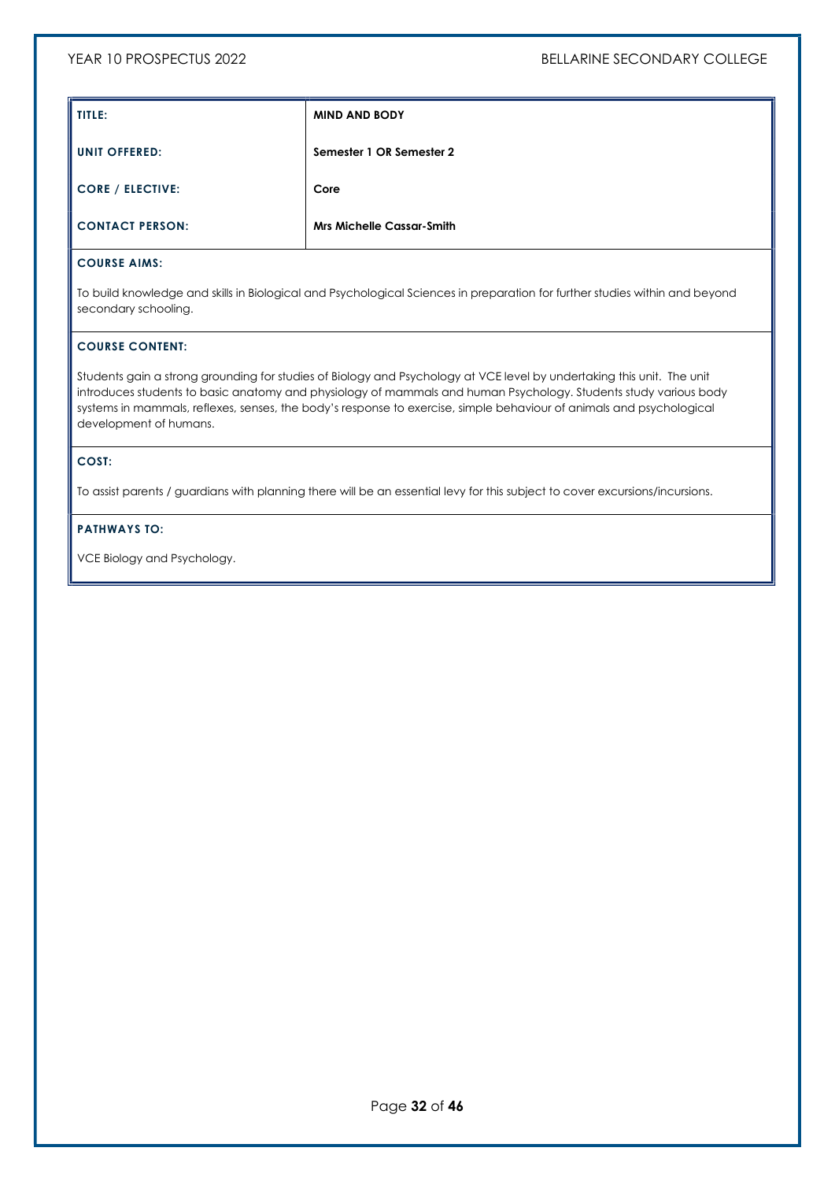| TITLE: | MIND AND BODY |
| --- | --- |
| UNIT OFFERED: | Semester 1 OR Semester 2 |
| CORE / ELECTIVE: | Core |
| CONTACT PERSON: | Mrs Michelle Cassar-Smith |

**COURSE AIMS:**

To build knowledge and skills in Biological and Psychological Sciences in preparation for further studies within and beyond secondary schooling.

**COURSE CONTENT:**

Students gain a strong grounding for studies of Biology and Psychology at VCE level by undertaking this unit. The unit introduces students to basic anatomy and physiology of mammals and human Psychology. Students study various body systems in mammals, reflexes, senses, the body's response to exercise, simple behaviour of animals and psychological development of humans.

**COST:**

To assist parents / guardians with planning there will be an essential levy for this subject to cover excursions/incursions.

**PATHWAYS TO:**

VCE Biology and Psychology.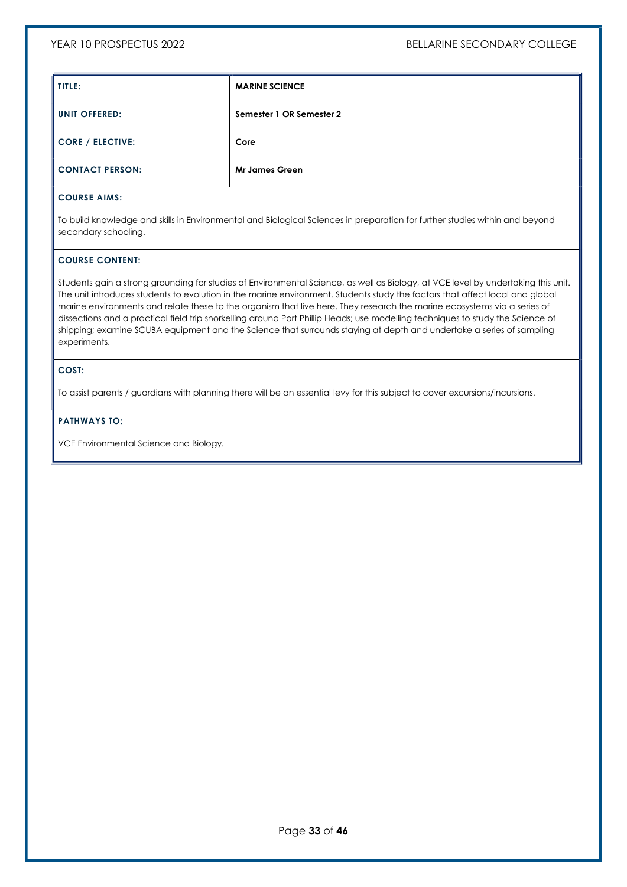| TITLE: | MARINE SCIENCE |
|---|---|
| UNIT OFFERED: | Semester 1 OR Semester 2 |
| CORE / ELECTIVE: | Core |
| CONTACT PERSON: | Mr James Green |

**COURSE AIMS:**

To build knowledge and skills in Environmental and Biological Sciences in preparation for further studies within and beyond secondary schooling.

**COURSE CONTENT:**

Students gain a strong grounding for studies of Environmental Science, as well as Biology, at VCE level by undertaking this unit. The unit introduces students to evolution in the marine environment. Students study the factors that affect local and global marine environments and relate these to the organism that live here. They research the marine ecosystems via a series of dissections and a practical field trip snorkelling around Port Phillip Heads; use modelling techniques to study the Science of shipping; examine SCUBA equipment and the Science that surrounds staying at depth and undertake a series of sampling experiments.

**COST:**

To assist parents / guardians with planning there will be an essential levy for this subject to cover excursions/incursions.

**PATHWAYS TO:**

VCE Environmental Science and Biology.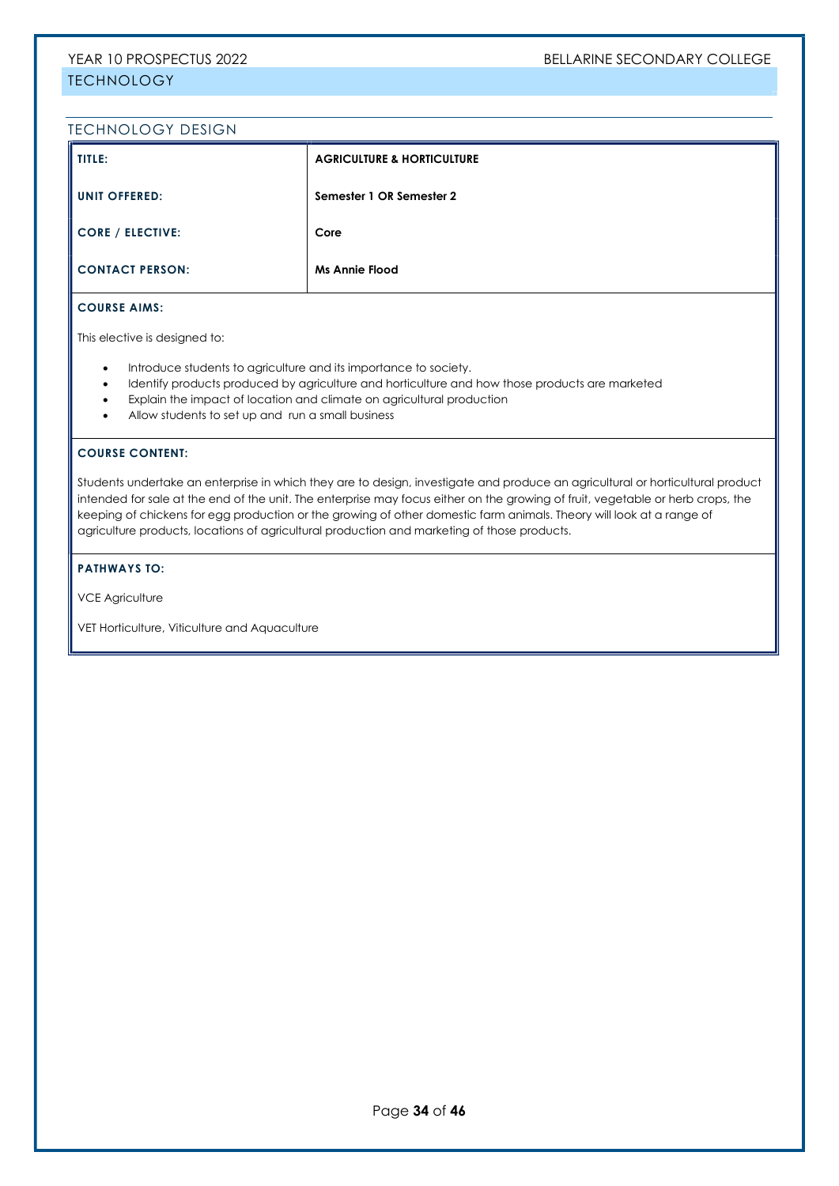## TECHNOLOGY

### TECHNOLOGY DESIGN

| TITLE: | AGRICULTURE & HORTICULTURE |
|---|---|
| UNIT OFFERED: | Semester 1 OR Semester 2 |
| CORE / ELECTIVE: | Core |
| CONTACT PERSON: | Ms Annie Flood |

**COURSE AIMS:**

This elective is designed to:

- Introduce students to agriculture and its importance to society.
- Identify products produced by agriculture and horticulture and how those products are marketed
- Explain the impact of location and climate on agricultural production
- Allow students to set up and run a small business

**COURSE CONTENT:**

Students undertake an enterprise in which they are to design, investigate and produce an agricultural or horticultural product intended for sale at the end of the unit. The enterprise may focus either on the growing of fruit, vegetable or herb crops, the keeping of chickens for egg production or the growing of other domestic farm animals. Theory will look at a range of agriculture products, locations of agricultural production and marketing of those products.

**PATHWAYS TO:**

VCE Agriculture

VET Horticulture, Viticulture and Aquaculture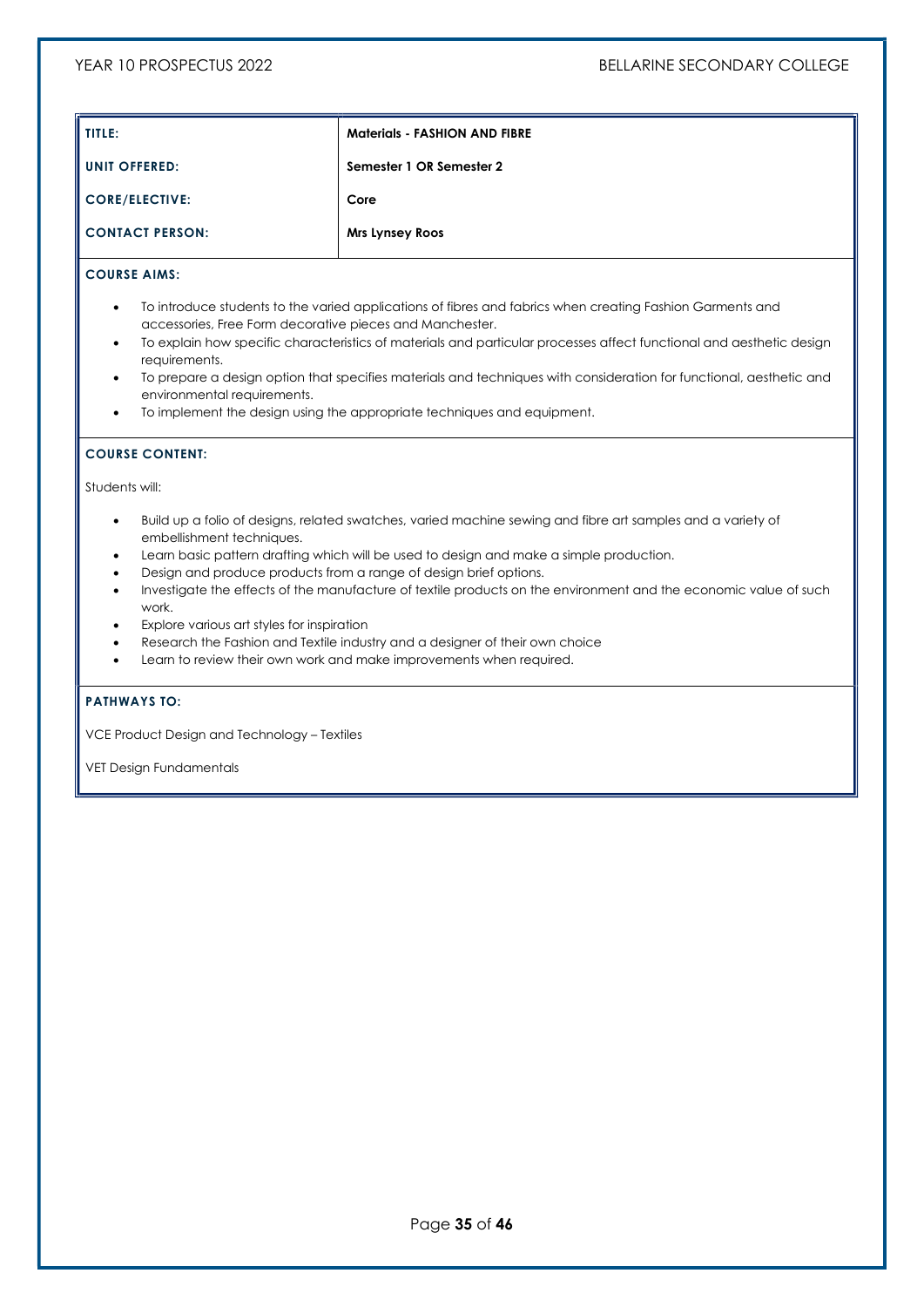| TITLE: | Materials - FASHION AND FIBRE |
|---|---|
| UNIT OFFERED: | Semester 1 OR Semester 2 |
| CORE/ELECTIVE: | Core |
| CONTACT PERSON: | Mrs Lynsey Roos |

**COURSE AIMS:**

- To introduce students to the varied applications of fibres and fabrics when creating Fashion Garments and accessories, Free Form decorative pieces and Manchester.
- To explain how specific characteristics of materials and particular processes affect functional and aesthetic design requirements.
- To prepare a design option that specifies materials and techniques with consideration for functional, aesthetic and environmental requirements.
- To implement the design using the appropriate techniques and equipment.

**COURSE CONTENT:**

Students will:

- Build up a folio of designs, related swatches, varied machine sewing and fibre art samples and a variety of embellishment techniques.
- Learn basic pattern drafting which will be used to design and make a simple production.
- Design and produce products from a range of design brief options.
- Investigate the effects of the manufacture of textile products on the environment and the economic value of such work.
- Explore various art styles for inspiration
- Research the Fashion and Textile industry and a designer of their own choice
- Learn to review their own work and make improvements when required.

**PATHWAYS TO:**

VCE Product Design and Technology – Textiles

VET Design Fundamentals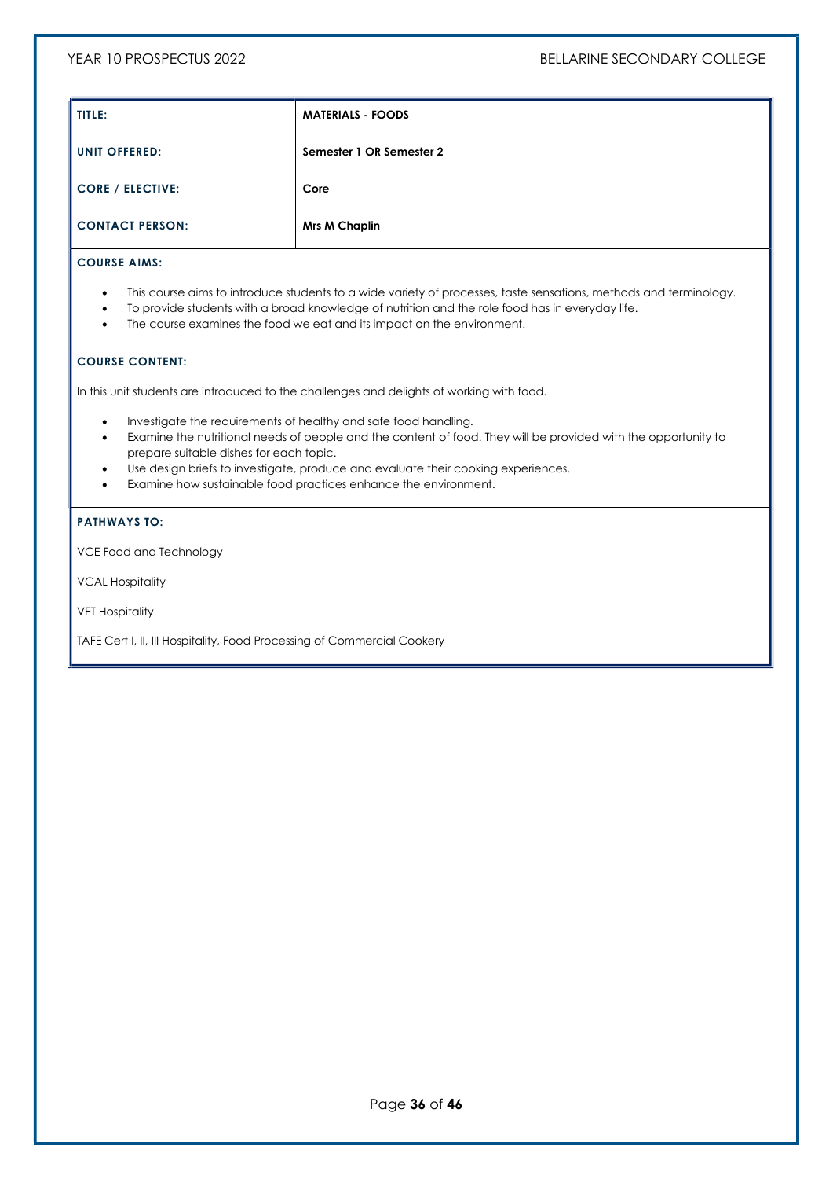| TITLE: | MATERIALS - FOODS |
|---|---|
| UNIT OFFERED: | Semester 1 OR Semester 2 |
| CORE / ELECTIVE: | Core |
| CONTACT PERSON: | Mrs M Chaplin |

**COURSE AIMS:**

- This course aims to introduce students to a wide variety of processes, taste sensations, methods and terminology.
- To provide students with a broad knowledge of nutrition and the role food has in everyday life.
- The course examines the food we eat and its impact on the environment.

**COURSE CONTENT:**

In this unit students are introduced to the challenges and delights of working with food.

- Investigate the requirements of healthy and safe food handling.
- Examine the nutritional needs of people and the content of food. They will be provided with the opportunity to prepare suitable dishes for each topic.
- Use design briefs to investigate, produce and evaluate their cooking experiences.
- Examine how sustainable food practices enhance the environment.

**PATHWAYS TO:**

VCE Food and Technology

VCAL Hospitality

VET Hospitality

TAFE Cert I, II, III Hospitality, Food Processing of Commercial Cookery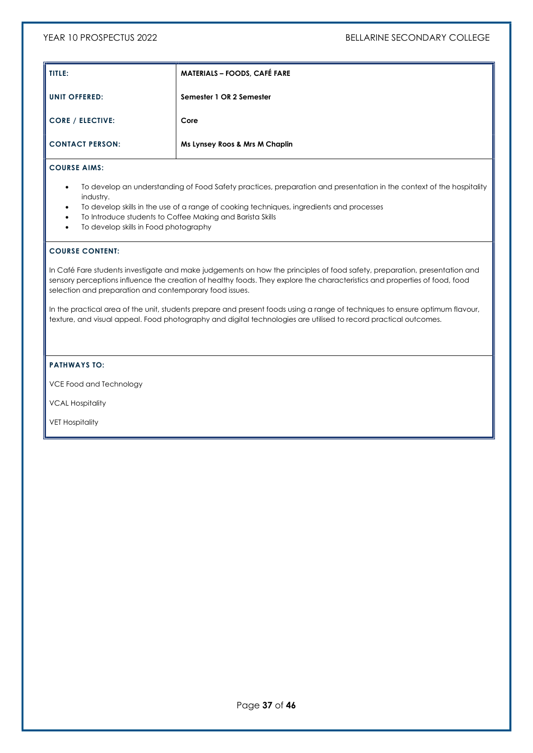| TITLE: | MATERIALS – FOODS, CAFÉ FARE |
|---|---|
| UNIT OFFERED: | Semester 1 OR 2 Semester |
| CORE / ELECTIVE: | Core |
| CONTACT PERSON: | Ms Lynsey Roos & Mrs M Chaplin |

**COURSE AIMS:**

- To develop an understanding of Food Safety practices, preparation and presentation in the context of the hospitality industry.
- To develop skills in the use of a range of cooking techniques, ingredients and processes
- To Introduce students to Coffee Making and Barista Skills
- To develop skills in Food photography

**COURSE CONTENT:**

In Café Fare students investigate and make judgements on how the principles of food safety, preparation, presentation and sensory perceptions influence the creation of healthy foods. They explore the characteristics and properties of food, food selection and preparation and contemporary food issues.

In the practical area of the unit, students prepare and present foods using a range of techniques to ensure optimum flavour, texture, and visual appeal. Food photography and digital technologies are utilised to record practical outcomes.

**PATHWAYS TO:**

VCE Food and Technology

VCAL Hospitality

VET Hospitality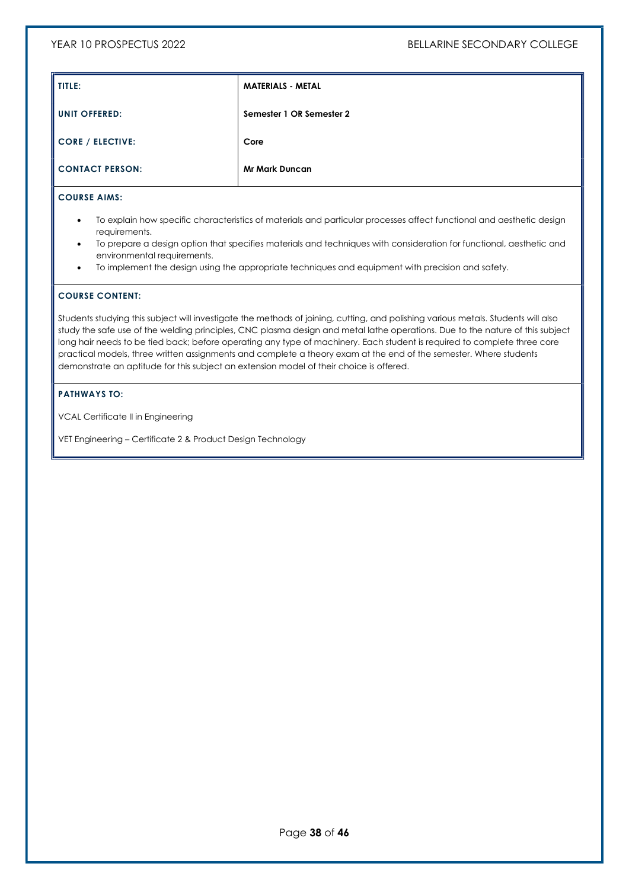| TITLE: | MATERIALS - METAL |
|---|---|
| UNIT OFFERED: | Semester 1 OR Semester 2 |
| CORE / ELECTIVE: | Core |
| CONTACT PERSON: | Mr Mark Duncan |

**COURSE AIMS:**

- To explain how specific characteristics of materials and particular processes affect functional and aesthetic design requirements.
- To prepare a design option that specifies materials and techniques with consideration for functional, aesthetic and environmental requirements.
- To implement the design using the appropriate techniques and equipment with precision and safety.

**COURSE CONTENT:**

Students studying this subject will investigate the methods of joining, cutting, and polishing various metals. Students will also study the safe use of the welding principles, CNC plasma design and metal lathe operations. Due to the nature of this subject long hair needs to be tied back; before operating any type of machinery. Each student is required to complete three core practical models, three written assignments and complete a theory exam at the end of the semester. Where students demonstrate an aptitude for this subject an extension model of their choice is offered.

**PATHWAYS TO:**

VCAL Certificate II in Engineering

VET Engineering – Certificate 2 & Product Design Technology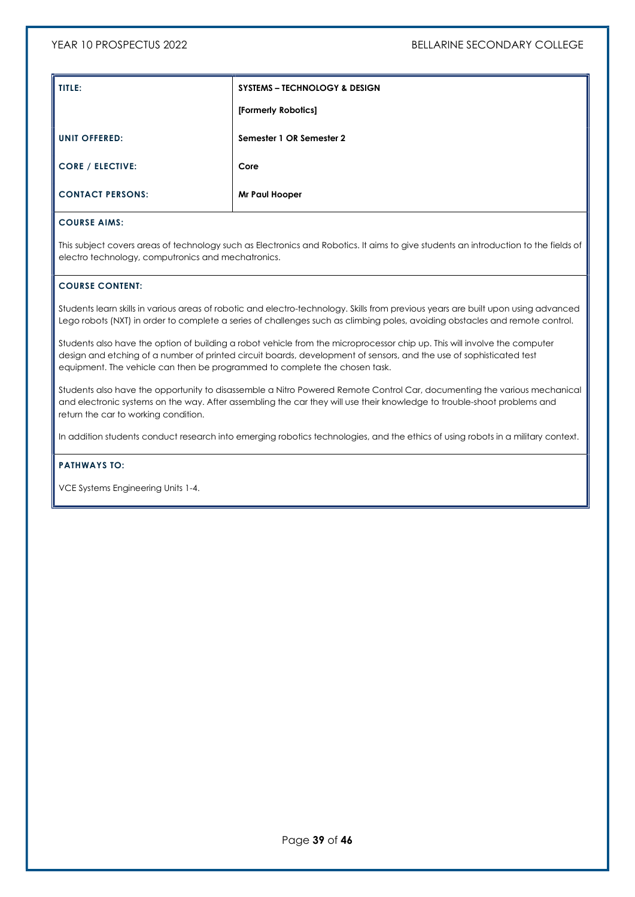| TITLE: | SYSTEMS – TECHNOLOGY & DESIGN<br><br>[Formerly Robotics] |
|---|---|
| UNIT OFFERED: | Semester 1 OR Semester 2 |
| CORE / ELECTIVE: | Core |
| CONTACT PERSONS: | Mr Paul Hooper |

**COURSE AIMS:**

This subject covers areas of technology such as Electronics and Robotics. It aims to give students an introduction to the fields of electro technology, computronics and mechatronics.

**COURSE CONTENT:**

Students learn skills in various areas of robotic and electro-technology. Skills from previous years are built upon using advanced Lego robots (NXT) in order to complete a series of challenges such as climbing poles, avoiding obstacles and remote control.

Students also have the option of building a robot vehicle from the microprocessor chip up. This will involve the computer design and etching of a number of printed circuit boards, development of sensors, and the use of sophisticated test equipment. The vehicle can then be programmed to complete the chosen task.

Students also have the opportunity to disassemble a Nitro Powered Remote Control Car, documenting the various mechanical and electronic systems on the way. After assembling the car they will use their knowledge to trouble-shoot problems and return the car to working condition.

In addition students conduct research into emerging robotics technologies, and the ethics of using robots in a military context.

**PATHWAYS TO:**

VCE Systems Engineering Units 1-4.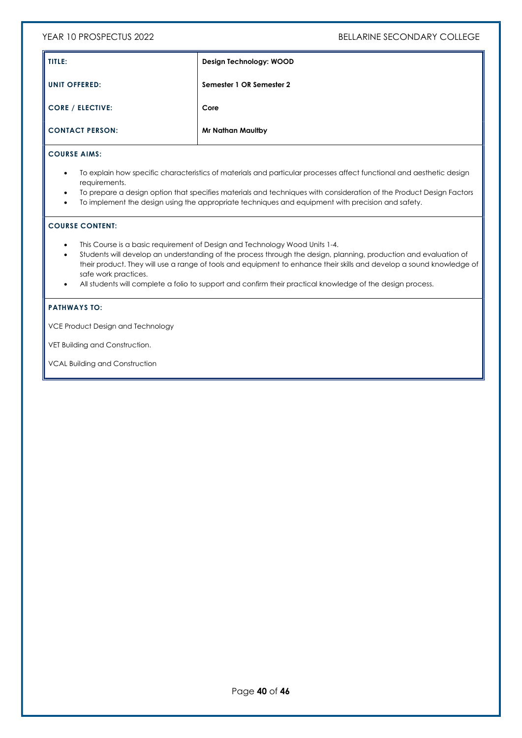| TITLE: | Design Technology: WOOD |
|---|---|
| UNIT OFFERED: | Semester 1 OR Semester 2 |
| CORE / ELECTIVE: | Core |
| CONTACT PERSON: | Mr Nathan Maultby |

**COURSE AIMS:**

- To explain how specific characteristics of materials and particular processes affect functional and aesthetic design requirements.
- To prepare a design option that specifies materials and techniques with consideration of the Product Design Factors
- To implement the design using the appropriate techniques and equipment with precision and safety.

**COURSE CONTENT:**

- This Course is a basic requirement of Design and Technology Wood Units 1-4.
- Students will develop an understanding of the process through the design, planning, production and evaluation of their product. They will use a range of tools and equipment to enhance their skills and develop a sound knowledge of safe work practices.
- All students will complete a folio to support and confirm their practical knowledge of the design process.

**PATHWAYS TO:**

VCE Product Design and Technology

VET Building and Construction.

VCAL Building and Construction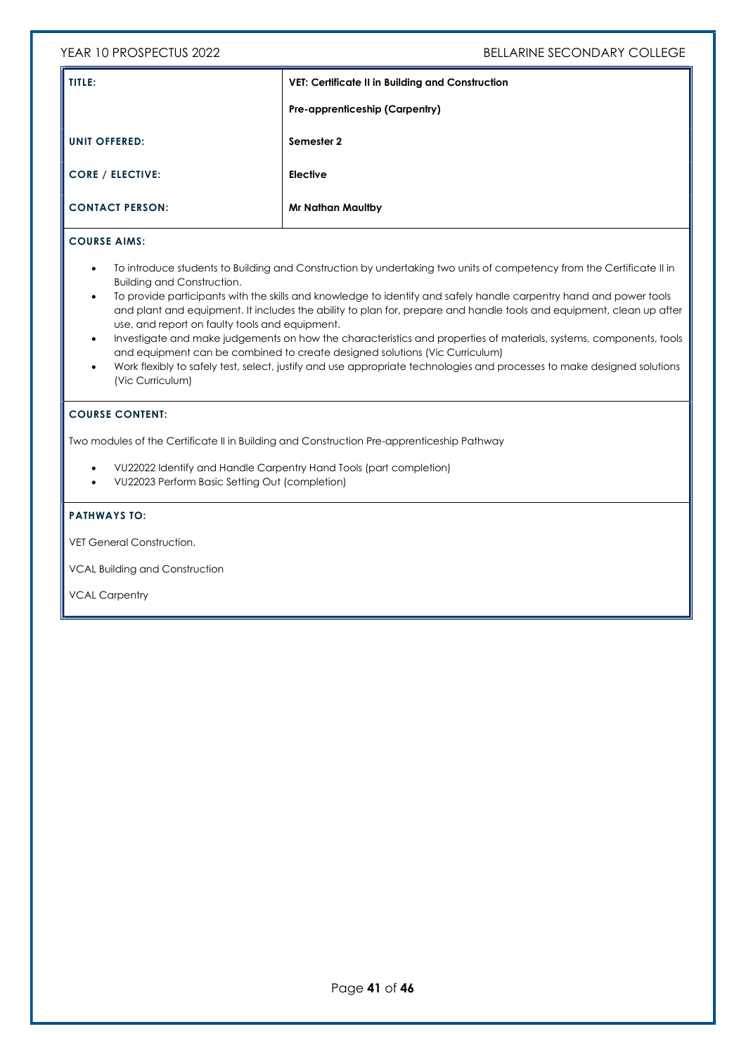| TITLE: | VET: Certificate II in Building and Construction |
|---|---|
| | Pre-apprenticeship (Carpentry) |
| UNIT OFFERED: | Semester 2 |
| CORE / ELECTIVE: | Elective |
| CONTACT PERSON: | Mr Nathan Maultby |

**COURSE AIMS:**

- To introduce students to Building and Construction by undertaking two units of competency from the Certificate II in Building and Construction.
- To provide participants with the skills and knowledge to identify and safely handle carpentry hand and power tools and plant and equipment. It includes the ability to plan for, prepare and handle tools and equipment, clean up after use, and report on faulty tools and equipment.
- Investigate and make judgements on how the characteristics and properties of materials, systems, components, tools and equipment can be combined to create designed solutions (Vic Curriculum)
- Work flexibly to safely test, select, justify and use appropriate technologies and processes to make designed solutions (Vic Curriculum)

**COURSE CONTENT:**

Two modules of the Certificate II in Building and Construction Pre-apprenticeship Pathway

- VU22022 Identify and Handle Carpentry Hand Tools (part completion)
- VU22023 Perform Basic Setting Out (completion)

**PATHWAYS TO:**

VET General Construction.

VCAL Building and Construction

VCAL Carpentry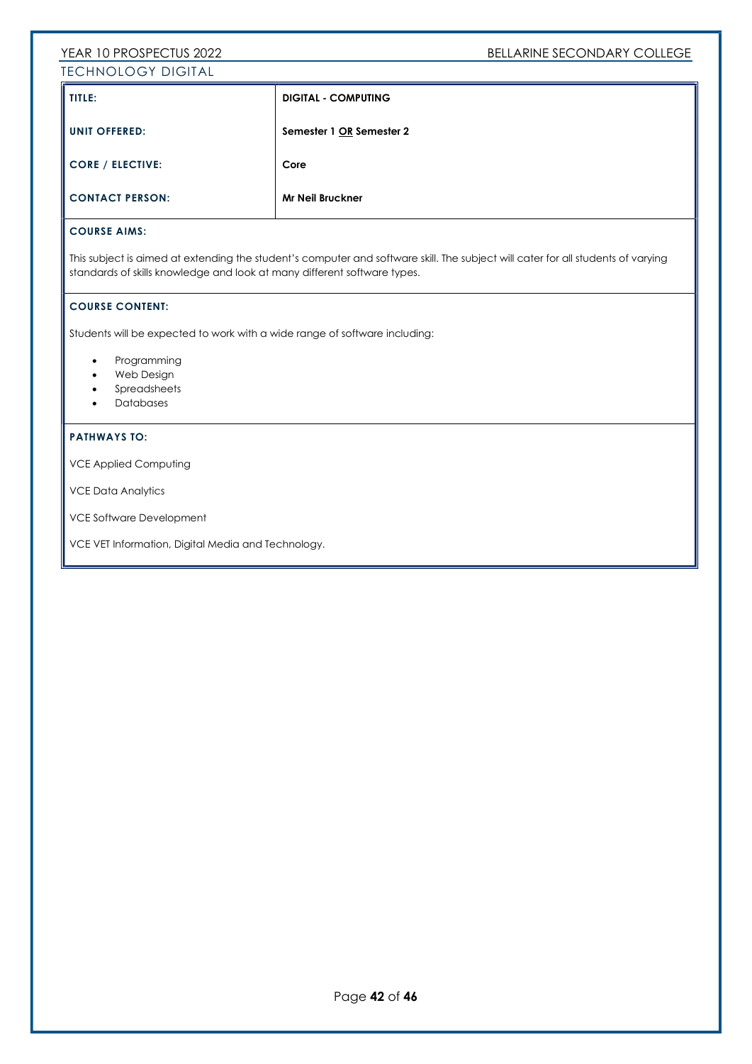## TECHNOLOGY DIGITAL

| TITLE: | DIGITAL - COMPUTING |
|---|---|
| UNIT OFFERED: | Semester 1 OR Semester 2 |
| CORE / ELECTIVE: | Core |
| CONTACT PERSON: | Mr Neil Bruckner |

**COURSE AIMS:**

This subject is aimed at extending the student's computer and software skill. The subject will cater for all students of varying standards of skills knowledge and look at many different software types.

**COURSE CONTENT:**

Students will be expected to work with a wide range of software including:

- Programming
- Web Design
- Spreadsheets
- Databases

**PATHWAYS TO:**

VCE Applied Computing

VCE Data Analytics

VCE Software Development

VCE VET Information, Digital Media and Technology.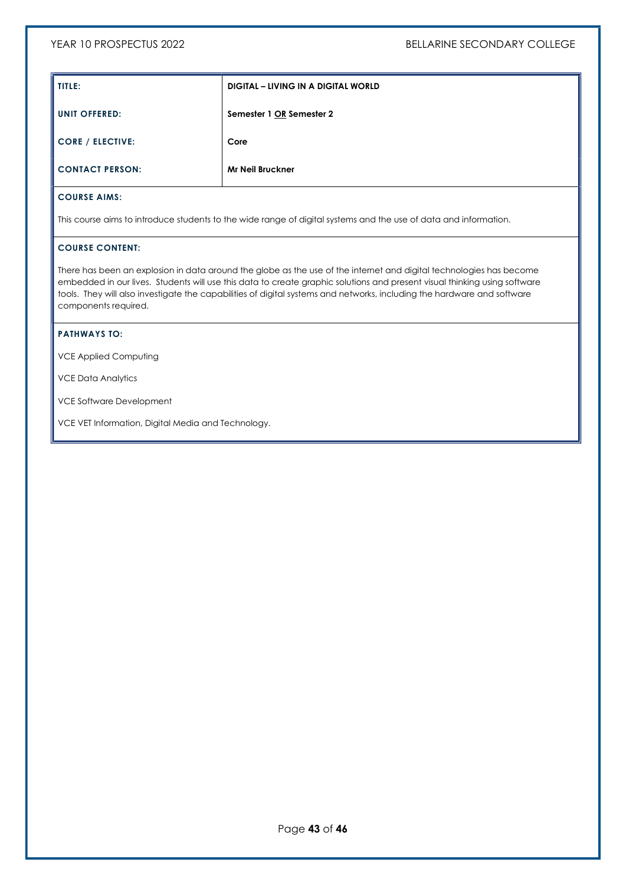| TITLE: | DIGITAL – LIVING IN A DIGITAL WORLD |
|---|---|
| UNIT OFFERED: | Semester 1 <u>OR</u> Semester 2 |
| CORE / ELECTIVE: | Core |
| CONTACT PERSON: | Mr Neil Bruckner |

**COURSE AIMS:**

This course aims to introduce students to the wide range of digital systems and the use of data and information.

**COURSE CONTENT:**

There has been an explosion in data around the globe as the use of the internet and digital technologies has become embedded in our lives. Students will use this data to create graphic solutions and present visual thinking using software tools. They will also investigate the capabilities of digital systems and networks, including the hardware and software components required.

**PATHWAYS TO:**

VCE Applied Computing

VCE Data Analytics

VCE Software Development

VCE VET Information, Digital Media and Technology.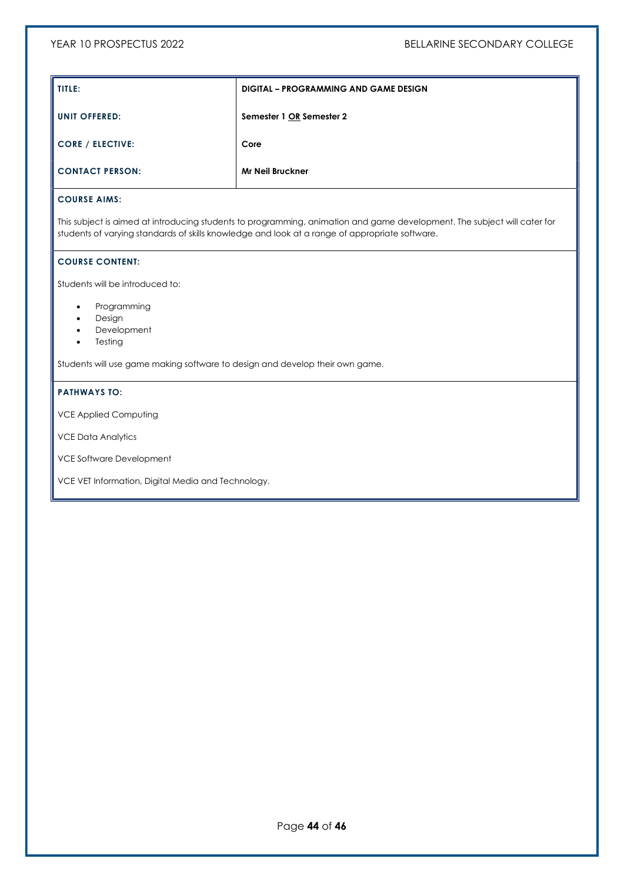| TITLE: | DIGITAL – PROGRAMMING AND GAME DESIGN |
|---|---|
| UNIT OFFERED: | Semester 1 OR Semester 2 |
| CORE / ELECTIVE: | Core |
| CONTACT PERSON: | Mr Neil Bruckner |

**COURSE AIMS:**

This subject is aimed at introducing students to programming, animation and game development. The subject will cater for students of varying standards of skills knowledge and look at a range of appropriate software.

**COURSE CONTENT:**

Students will be introduced to:

- Programming
- Design
- Development
- Testing

Students will use game making software to design and develop their own game.

**PATHWAYS TO:**

VCE Applied Computing

VCE Data Analytics

VCE Software Development

VCE VET Information, Digital Media and Technology.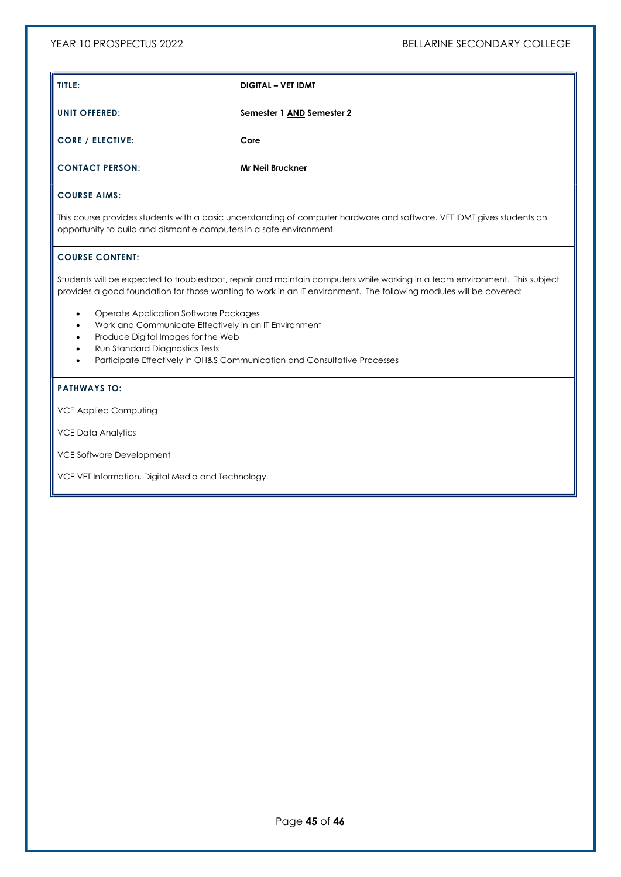| TITLE: | DIGITAL – VET IDMT |
|---|---|
| UNIT OFFERED: | Semester 1 <u>AND</u> Semester 2 |
| CORE / ELECTIVE: | Core |
| CONTACT PERSON: | Mr Neil Bruckner |

**COURSE AIMS:**

This course provides students with a basic understanding of computer hardware and software. VET IDMT gives students an opportunity to build and dismantle computers in a safe environment.

**COURSE CONTENT:**

Students will be expected to troubleshoot, repair and maintain computers while working in a team environment. This subject provides a good foundation for those wanting to work in an IT environment. The following modules will be covered:

- Operate Application Software Packages
- Work and Communicate Effectively in an IT Environment
- Produce Digital Images for the Web
- Run Standard Diagnostics Tests
- Participate Effectively in OH&S Communication and Consultative Processes

**PATHWAYS TO:**

VCE Applied Computing

VCE Data Analytics

VCE Software Development

VCE VET Information, Digital Media and Technology.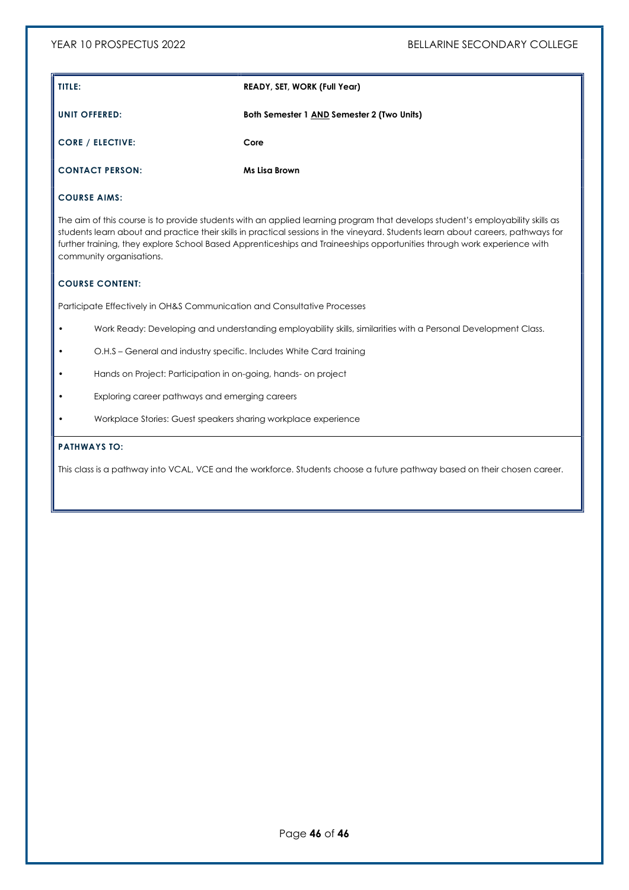| | |
|---|---|
| **TITLE:** | **READY, SET, WORK (Full Year)** |
| **UNIT OFFERED:** | **Both Semester 1 AND Semester 2 (Two Units)** |
| **CORE / ELECTIVE:** | **Core** |
| **CONTACT PERSON:** | **Ms Lisa Brown** |

**COURSE AIMS:**

The aim of this course is to provide students with an applied learning program that develops student's employability skills as students learn about and practice their skills in practical sessions in the vineyard. Students learn about careers, pathways for further training, they explore School Based Apprenticeships and Traineeships opportunities through work experience with community organisations.

**COURSE CONTENT:**

Participate Effectively in OH&S Communication and Consultative Processes

- Work Ready: Developing and understanding employability skills, similarities with a Personal Development Class.
- O.H.S – General and industry specific. Includes White Card training
- Hands on Project: Participation in on-going, hands- on project
- Exploring career pathways and emerging careers
- Workplace Stories: Guest speakers sharing workplace experience

**PATHWAYS TO:**

This class is a pathway into VCAL, VCE and the workforce. Students choose a future pathway based on their chosen career.